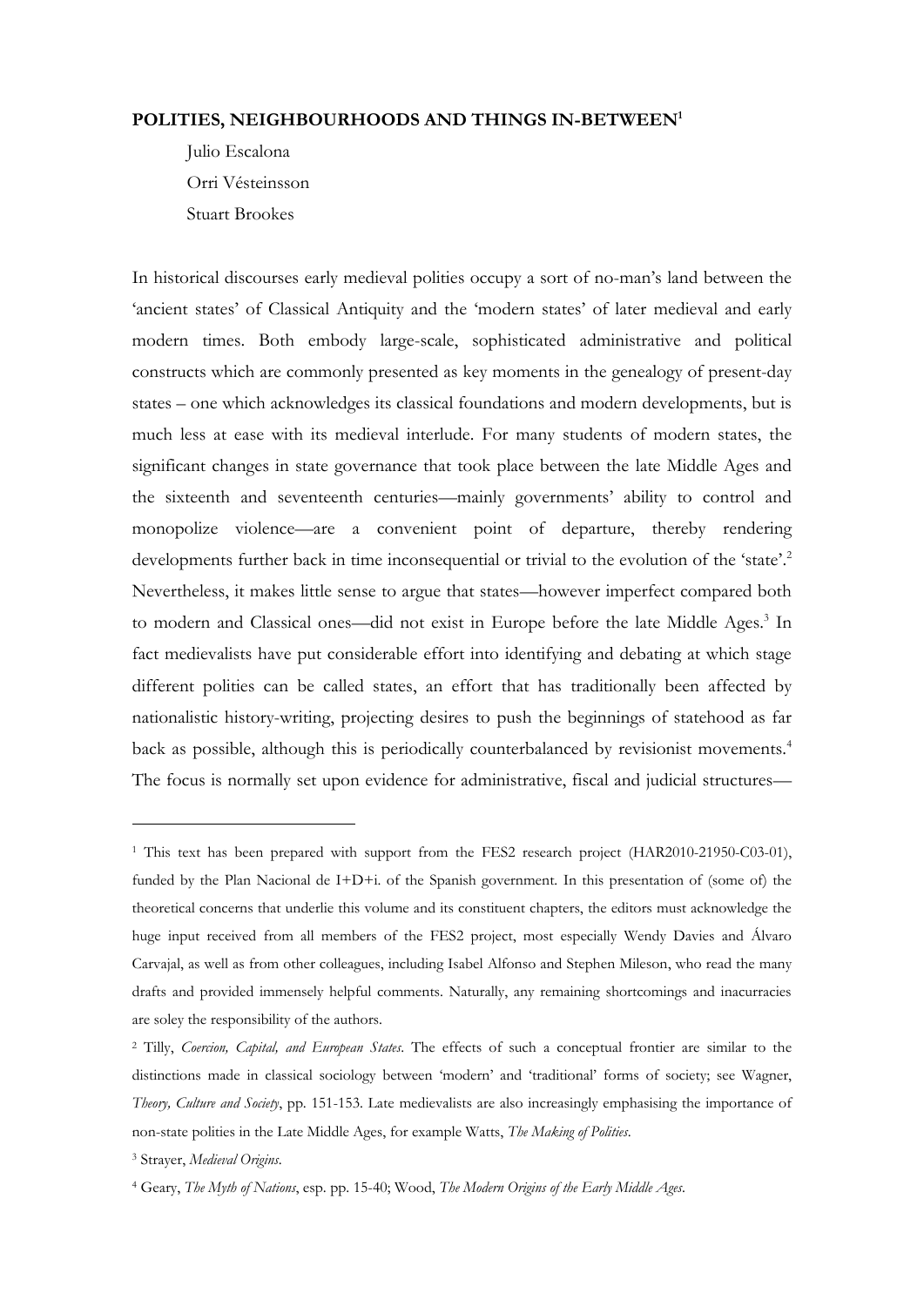**POLITIES, NEIGHBOURHOODS AND THINGS IN-BETWEEN**[1]

Julio Escalona

Orri Vésteinsson

Stuart Brookes

In historical discourses early medieval polities occupy a sort of no-man's land between the 'ancient states' of Classical Antiquity and the 'modern states' of later medieval and early modern times. Both embody large-scale, sophisticated administrative and political constructs which are commonly presented as key moments in the genealogy of present-day states – one which acknowledges its classical foundations and modern developments, but is much less at ease with its medieval interlude. For many students of modern states, the significant changes in state governance that took place between the late Middle Ages and the sixteenth and seventeenth centuries—mainly governments' ability to control and monopolize violence—are a convenient point of departure, thereby rendering developments further back in time inconsequential or trivial to the evolution of the 'state'.[2] Nevertheless, it makes little sense to argue that states—however imperfect compared both to modern and Classical ones—did not exist in Europe before the late Middle Ages.[3] In fact medievalists have put considerable effort into identifying and debating at which stage different polities can be called states, an effort that has traditionally been affected by nationalistic history-writing, projecting desires to push the beginnings of statehood as far back as possible, although this is periodically counterbalanced by revisionist movements.[4] The focus is normally set upon evidence for administrative, fiscal and judicial structures—

---

[1] This text has been prepared with support from the FES2 research project (HAR2010-21950-C03-01), funded by the Plan Nacional de I+D+i. of the Spanish government. In this presentation of (some of) the theoretical concerns that underlie this volume and its constituent chapters, the editors must acknowledge the huge input received from all members of the FES2 project, most especially Wendy Davies and Álvaro Carvajal, as well as from other colleagues, including Isabel Alfonso and Stephen Mileson, who read the many drafts and provided immensely helpful comments. Naturally, any remaining shortcomings and inacurracies are soley the responsibility of the authors.

[2] Tilly, *Coercion, Capital, and European States*. The effects of such a conceptual frontier are similar to the distinctions made in classical sociology between 'modern' and 'traditional' forms of society; see Wagner, *Theory, Culture and Society*, pp. 151-153. Late medievalists are also increasingly emphasising the importance of non-state polities in the Late Middle Ages, for example Watts, *The Making of Polities*.

[3] Strayer, *Medieval Origins*.

[4] Geary, *The Myth of Nations*, esp. pp. 15-40; Wood, *The Modern Origins of the Early Middle Ages*.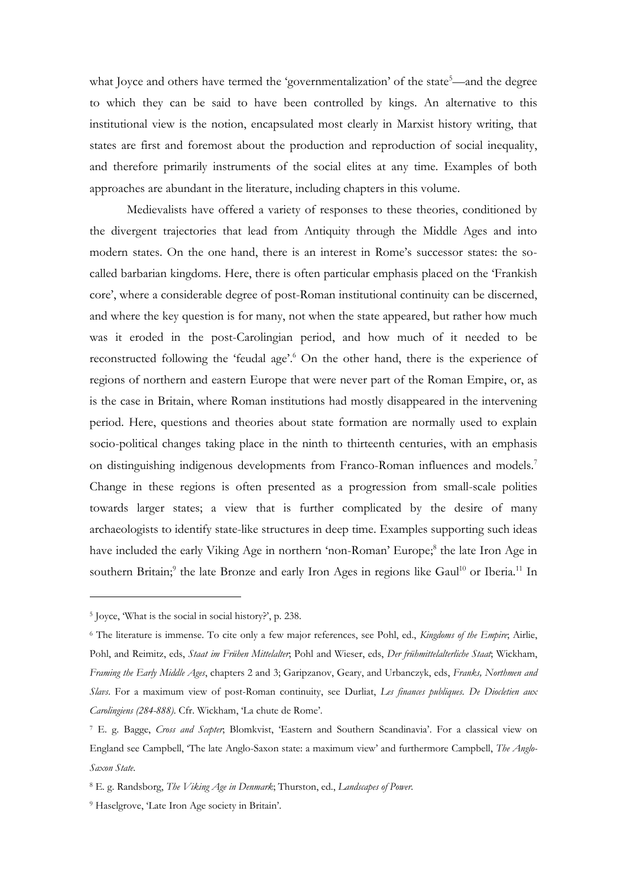what Joyce and others have termed the 'governmentalization' of the state[5]—and the degree to which they can be said to have been controlled by kings. An alternative to this institutional view is the notion, encapsulated most clearly in Marxist history writing, that states are first and foremost about the production and reproduction of social inequality, and therefore primarily instruments of the social elites at any time. Examples of both approaches are abundant in the literature, including chapters in this volume.

Medievalists have offered a variety of responses to these theories, conditioned by the divergent trajectories that lead from Antiquity through the Middle Ages and into modern states. On the one hand, there is an interest in Rome's successor states: the so-called barbarian kingdoms. Here, there is often particular emphasis placed on the 'Frankish core', where a considerable degree of post-Roman institutional continuity can be discerned, and where the key question is for many, not when the state appeared, but rather how much was it eroded in the post-Carolingian period, and how much of it needed to be reconstructed following the 'feudal age'.[6] On the other hand, there is the experience of regions of northern and eastern Europe that were never part of the Roman Empire, or, as is the case in Britain, where Roman institutions had mostly disappeared in the intervening period. Here, questions and theories about state formation are normally used to explain socio-political changes taking place in the ninth to thirteenth centuries, with an emphasis on distinguishing indigenous developments from Franco-Roman influences and models.[7] Change in these regions is often presented as a progression from small-scale polities towards larger states; a view that is further complicated by the desire of many archaeologists to identify state-like structures in deep time. Examples supporting such ideas have included the early Viking Age in northern 'non-Roman' Europe;[8] the late Iron Age in southern Britain;[9] the late Bronze and early Iron Ages in regions like Gaul[10] or Iberia.[11] In

---

[5] Joyce, 'What is the social in social history?', p. 238.

[6] The literature is immense. To cite only a few major references, see Pohl, ed., *Kingdoms of the Empire*; Airlie, Pohl, and Reimitz, eds, *Staat im Frühen Mittelalter*; Pohl and Wieser, eds, *Der frühmittelalterliche Staat*; Wickham, *Framing the Early Middle Ages*, chapters 2 and 3; Garipzanov, Geary, and Urbanczyk, eds, *Franks, Northmen and Slavs*. For a maximum view of post-Roman continuity, see Durliat, *Les finances publiques. De Diocletien aux Carolingiens (284-888)*. Cfr. Wickham, 'La chute de Rome'.

[7] E. g. Bagge, *Cross and Scepter*; Blomkvist, 'Eastern and Southern Scandinavia'. For a classical view on England see Campbell, 'The late Anglo-Saxon state: a maximum view' and furthermore Campbell, *The Anglo-Saxon State*.

[8] E. g. Randsborg, *The Viking Age in Denmark*; Thurston, ed., *Landscapes of Power*.

[9] Haselgrove, 'Late Iron Age society in Britain'.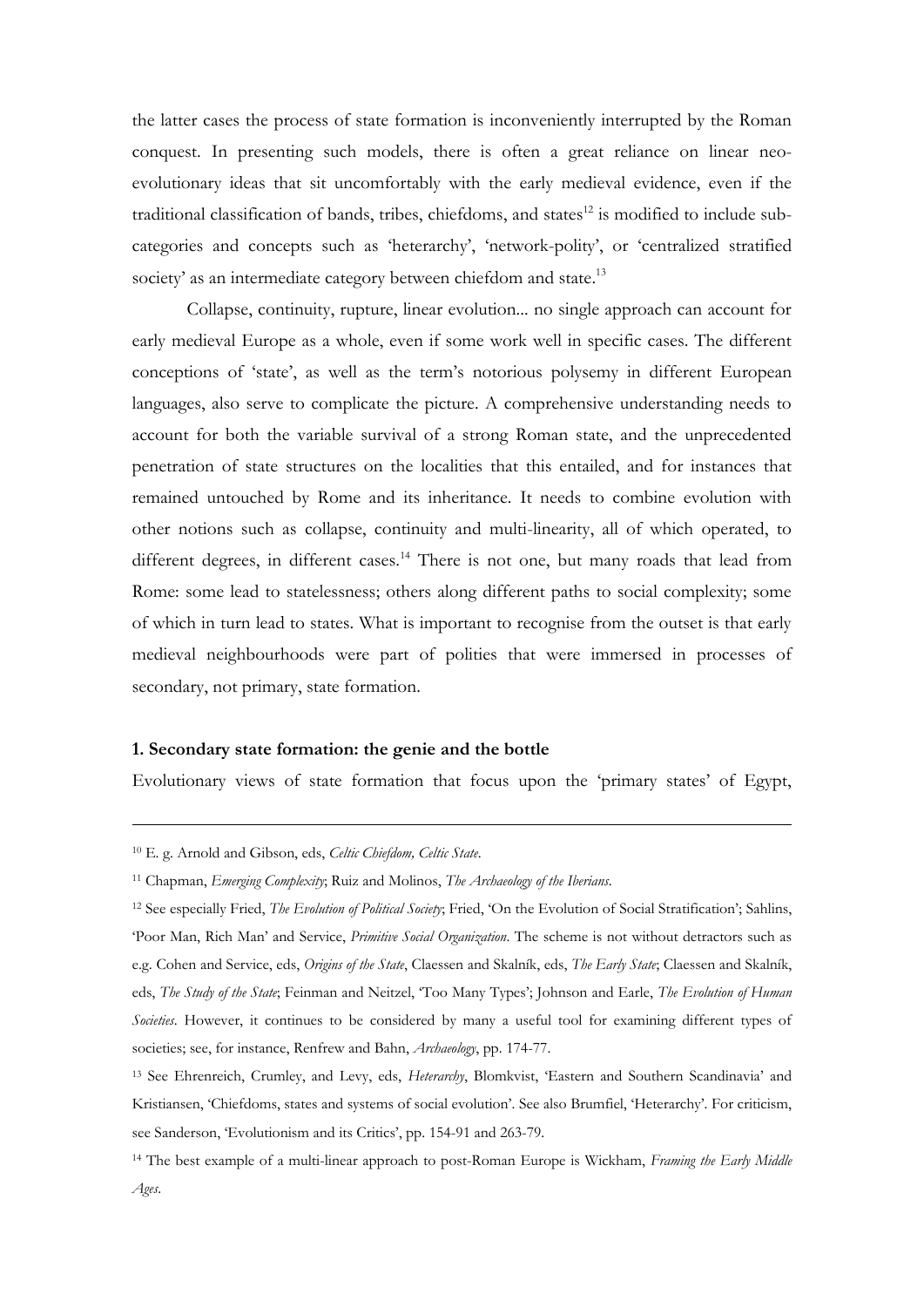the latter cases the process of state formation is inconveniently interrupted by the Roman conquest. In presenting such models, there is often a great reliance on linear neo-evolutionary ideas that sit uncomfortably with the early medieval evidence, even if the traditional classification of bands, tribes, chiefdoms, and states[12] is modified to include sub-categories and concepts such as 'heterarchy', 'network-polity', or 'centralized stratified society' as an intermediate category between chiefdom and state.[13]

Collapse, continuity, rupture, linear evolution... no single approach can account for early medieval Europe as a whole, even if some work well in specific cases. The different conceptions of 'state', as well as the term's notorious polysemy in different European languages, also serve to complicate the picture. A comprehensive understanding needs to account for both the variable survival of a strong Roman state, and the unprecedented penetration of state structures on the localities that this entailed, and for instances that remained untouched by Rome and its inheritance. It needs to combine evolution with other notions such as collapse, continuity and multi-linearity, all of which operated, to different degrees, in different cases.[14] There is not one, but many roads that lead from Rome: some lead to statelessness; others along different paths to social complexity; some of which in turn lead to states. What is important to recognise from the outset is that early medieval neighbourhoods were part of polities that were immersed in processes of secondary, not primary, state formation.

## 1. Secondary state formation: the genie and the bottle

Evolutionary views of state formation that focus upon the 'primary states' of Egypt,

---

[10] E. g. Arnold and Gibson, eds, *Celtic Chiefdom, Celtic State*.

[11] Chapman, *Emerging Complexity*; Ruiz and Molinos, *The Archaeology of the Iberians*.

[12] See especially Fried, *The Evolution of Political Society*; Fried, 'On the Evolution of Social Stratification'; Sahlins, 'Poor Man, Rich Man' and Service, *Primitive Social Organization*. The scheme is not without detractors such as e.g. Cohen and Service, eds, *Origins of the State*, Claessen and Skalník, eds, *The Early State*; Claessen and Skalník, eds, *The Study of the State*; Feinman and Neitzel, 'Too Many Types'; Johnson and Earle, *The Evolution of Human Societies*. However, it continues to be considered by many a useful tool for examining different types of societies; see, for instance, Renfrew and Bahn, *Archaeology*, pp. 174-77.

[13] See Ehrenreich, Crumley, and Levy, eds, *Heterarchy*, Blomkvist, 'Eastern and Southern Scandinavia' and Kristiansen, 'Chiefdoms, states and systems of social evolution'. See also Brumfiel, 'Heterarchy'. For criticism, see Sanderson, 'Evolutionism and its Critics', pp. 154-91 and 263-79.

[14] The best example of a multi-linear approach to post-Roman Europe is Wickham, *Framing the Early Middle Ages*.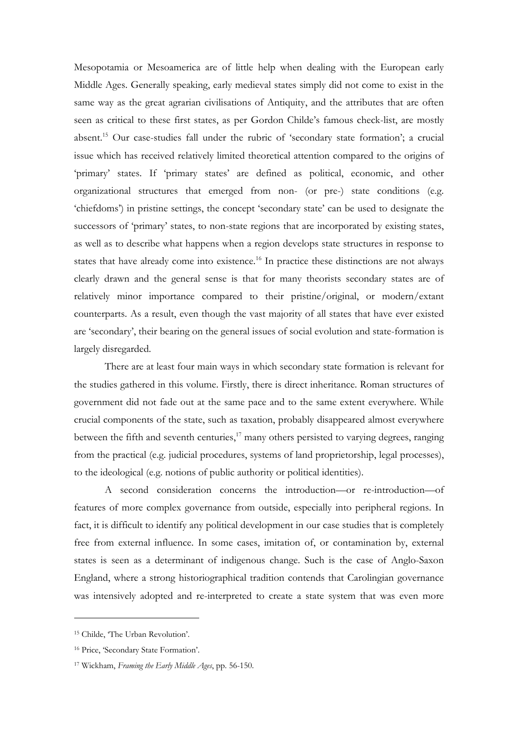Mesopotamia or Mesoamerica are of little help when dealing with the European early Middle Ages. Generally speaking, early medieval states simply did not come to exist in the same way as the great agrarian civilisations of Antiquity, and the attributes that are often seen as critical to these first states, as per Gordon Childe's famous check-list, are mostly absent.[15] Our case-studies fall under the rubric of 'secondary state formation'; a crucial issue which has received relatively limited theoretical attention compared to the origins of 'primary' states. If 'primary states' are defined as political, economic, and other organizational structures that emerged from non- (or pre-) state conditions (e.g. 'chiefdoms') in pristine settings, the concept 'secondary state' can be used to designate the successors of 'primary' states, to non-state regions that are incorporated by existing states, as well as to describe what happens when a region develops state structures in response to states that have already come into existence.[16] In practice these distinctions are not always clearly drawn and the general sense is that for many theorists secondary states are of relatively minor importance compared to their pristine/original, or modern/extant counterparts. As a result, even though the vast majority of all states that have ever existed are 'secondary', their bearing on the general issues of social evolution and state-formation is largely disregarded.

There are at least four main ways in which secondary state formation is relevant for the studies gathered in this volume. Firstly, there is direct inheritance. Roman structures of government did not fade out at the same pace and to the same extent everywhere. While crucial components of the state, such as taxation, probably disappeared almost everywhere between the fifth and seventh centuries,[17] many others persisted to varying degrees, ranging from the practical (e.g. judicial procedures, systems of land proprietorship, legal processes), to the ideological (e.g. notions of public authority or political identities).

A second consideration concerns the introduction—or re-introduction—of features of more complex governance from outside, especially into peripheral regions. In fact, it is difficult to identify any political development in our case studies that is completely free from external influence. In some cases, imitation of, or contamination by, external states is seen as a determinant of indigenous change. Such is the case of Anglo-Saxon England, where a strong historiographical tradition contends that Carolingian governance was intensively adopted and re-interpreted to create a state system that was even more

---

[15] Childe, 'The Urban Revolution'.

[16] Price, 'Secondary State Formation'.

[17] Wickham, *Framing the Early Middle Ages*, pp. 56-150.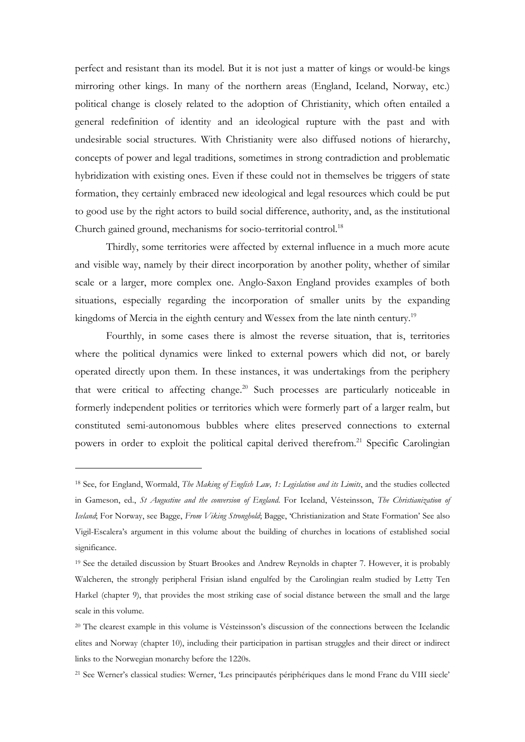perfect and resistant than its model. But it is not just a matter of kings or would-be kings mirroring other kings. In many of the northern areas (England, Iceland, Norway, etc.) political change is closely related to the adoption of Christianity, which often entailed a general redefinition of identity and an ideological rupture with the past and with undesirable social structures. With Christianity were also diffused notions of hierarchy, concepts of power and legal traditions, sometimes in strong contradiction and problematic hybridization with existing ones. Even if these could not in themselves be triggers of state formation, they certainly embraced new ideological and legal resources which could be put to good use by the right actors to build social difference, authority, and, as the institutional Church gained ground, mechanisms for socio-territorial control.[18]

Thirdly, some territories were affected by external influence in a much more acute and visible way, namely by their direct incorporation by another polity, whether of similar scale or a larger, more complex one. Anglo-Saxon England provides examples of both situations, especially regarding the incorporation of smaller units by the expanding kingdoms of Mercia in the eighth century and Wessex from the late ninth century.[19]

Fourthly, in some cases there is almost the reverse situation, that is, territories where the political dynamics were linked to external powers which did not, or barely operated directly upon them. In these instances, it was undertakings from the periphery that were critical to affecting change.[20] Such processes are particularly noticeable in formerly independent polities or territories which were formerly part of a larger realm, but constituted semi-autonomous bubbles where elites preserved connections to external powers in order to exploit the political capital derived therefrom.[21] Specific Carolingian

---

[18] See, for England, Wormald, *The Making of English Law, 1: Legislation and its Limits*, and the studies collected in Gameson, ed., *St Augustine and the conversion of England*. For Iceland, Vésteinsson, *The Christianization of Iceland*; For Norway, see Bagge, *From Viking Stronghold*; Bagge, 'Christianization and State Formation' See also Vigil-Escalera's argument in this volume about the building of churches in locations of established social significance.

[19] See the detailed discussion by Stuart Brookes and Andrew Reynolds in chapter 7. However, it is probably Walcheren, the strongly peripheral Frisian island engulfed by the Carolingian realm studied by Letty Ten Harkel (chapter 9), that provides the most striking case of social distance between the small and the large scale in this volume.

[20] The clearest example in this volume is Vésteinsson's discussion of the connections between the Icelandic elites and Norway (chapter 10), including their participation in partisan struggles and their direct or indirect links to the Norwegian monarchy before the 1220s.

[21] See Werner's classical studies: Werner, 'Les principautés périphériques dans le mond Franc du VIII siecle'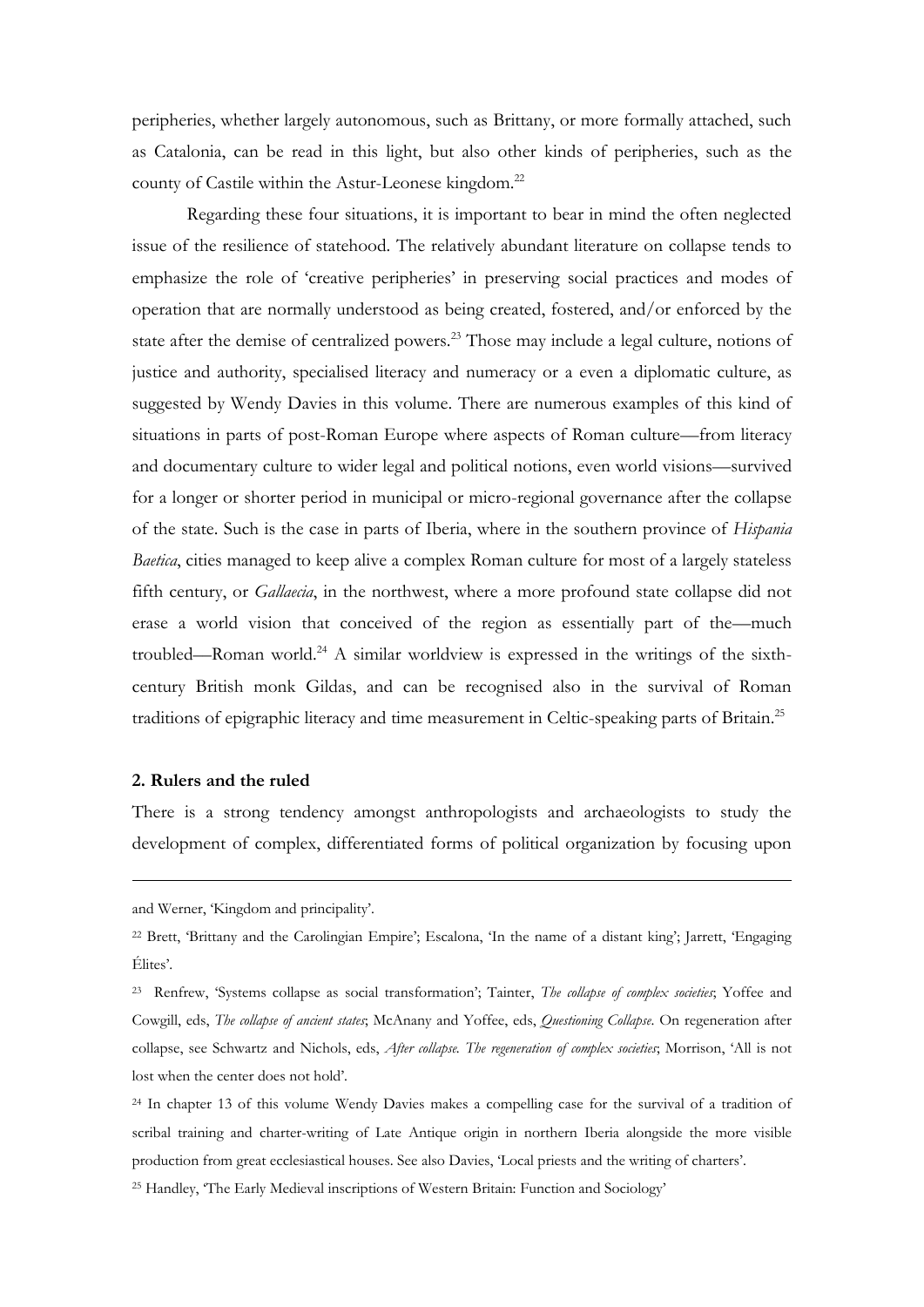peripheries, whether largely autonomous, such as Brittany, or more formally attached, such as Catalonia, can be read in this light, but also other kinds of peripheries, such as the county of Castile within the Astur-Leonese kingdom.[22]

Regarding these four situations, it is important to bear in mind the often neglected issue of the resilience of statehood. The relatively abundant literature on collapse tends to emphasize the role of 'creative peripheries' in preserving social practices and modes of operation that are normally understood as being created, fostered, and/or enforced by the state after the demise of centralized powers.[23] Those may include a legal culture, notions of justice and authority, specialised literacy and numeracy or a even a diplomatic culture, as suggested by Wendy Davies in this volume. There are numerous examples of this kind of situations in parts of post-Roman Europe where aspects of Roman culture—from literacy and documentary culture to wider legal and political notions, even world visions—survived for a longer or shorter period in municipal or micro-regional governance after the collapse of the state. Such is the case in parts of Iberia, where in the southern province of *Hispania Baetica*, cities managed to keep alive a complex Roman culture for most of a largely stateless fifth century, or *Gallaecia*, in the northwest, where a more profound state collapse did not erase a world vision that conceived of the region as essentially part of the—much troubled—Roman world.[24] A similar worldview is expressed in the writings of the sixth-century British monk Gildas, and can be recognised also in the survival of Roman traditions of epigraphic literacy and time measurement in Celtic-speaking parts of Britain.[25]

## 2. Rulers and the ruled

There is a strong tendency amongst anthropologists and archaeologists to study the development of complex, differentiated forms of political organization by focusing upon

---

and Werner, 'Kingdom and principality'.

[22] Brett, 'Brittany and the Carolingian Empire'; Escalona, 'In the name of a distant king'; Jarrett, 'Engaging Élites'.

[23] Renfrew, 'Systems collapse as social transformation'; Tainter, *The collapse of complex societies*; Yoffee and Cowgill, eds, *The collapse of ancient states*; McAnany and Yoffee, eds, *Questioning Collapse*. On regeneration after collapse, see Schwartz and Nichols, eds, *After collapse. The regeneration of complex societies*; Morrison, 'All is not lost when the center does not hold'.

[24] In chapter 13 of this volume Wendy Davies makes a compelling case for the survival of a tradition of scribal training and charter-writing of Late Antique origin in northern Iberia alongside the more visible production from great ecclesiastical houses. See also Davies, 'Local priests and the writing of charters'.

[25] Handley, 'The Early Medieval inscriptions of Western Britain: Function and Sociology'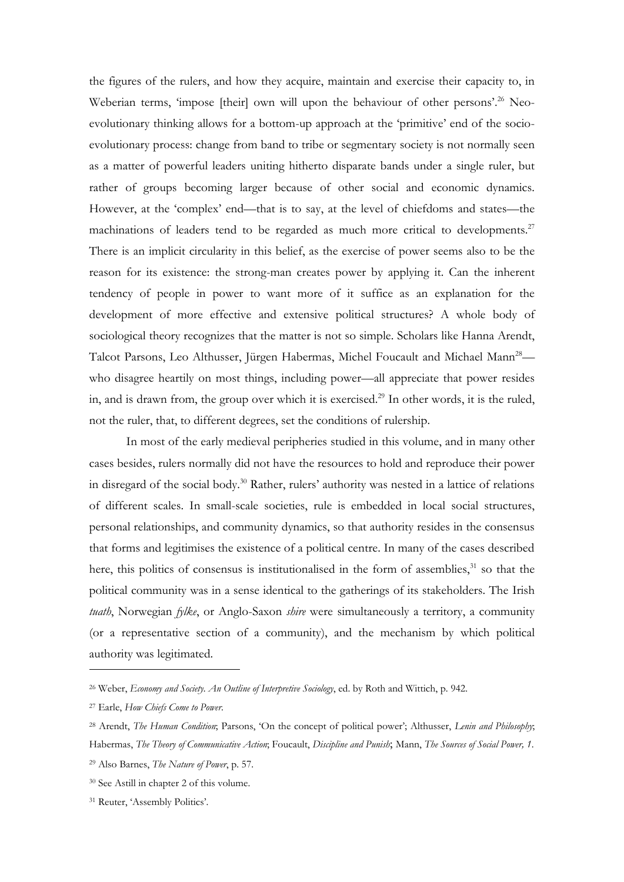the figures of the rulers, and how they acquire, maintain and exercise their capacity to, in Weberian terms, 'impose [their] own will upon the behaviour of other persons'.[26] Neo-evolutionary thinking allows for a bottom-up approach at the 'primitive' end of the socio-evolutionary process: change from band to tribe or segmentary society is not normally seen as a matter of powerful leaders uniting hitherto disparate bands under a single ruler, but rather of groups becoming larger because of other social and economic dynamics. However, at the 'complex' end—that is to say, at the level of chiefdoms and states—the machinations of leaders tend to be regarded as much more critical to developments.[27] There is an implicit circularity in this belief, as the exercise of power seems also to be the reason for its existence: the strong-man creates power by applying it. Can the inherent tendency of people in power to want more of it suffice as an explanation for the development of more effective and extensive political structures? A whole body of sociological theory recognizes that the matter is not so simple. Scholars like Hanna Arendt, Talcot Parsons, Leo Althusser, Jürgen Habermas, Michel Foucault and Michael Mann[28]—who disagree heartily on most things, including power—all appreciate that power resides in, and is drawn from, the group over which it is exercised.[29] In other words, it is the ruled, not the ruler, that, to different degrees, set the conditions of rulership.

In most of the early medieval peripheries studied in this volume, and in many other cases besides, rulers normally did not have the resources to hold and reproduce their power in disregard of the social body.[30] Rather, rulers' authority was nested in a lattice of relations of different scales. In small-scale societies, rule is embedded in local social structures, personal relationships, and community dynamics, so that authority resides in the consensus that forms and legitimises the existence of a political centre. In many of the cases described here, this politics of consensus is institutionalised in the form of assemblies,[31] so that the political community was in a sense identical to the gatherings of its stakeholders. The Irish *tuath*, Norwegian *fylke*, or Anglo-Saxon *shire* were simultaneously a territory, a community (or a representative section of a community), and the mechanism by which political authority was legitimated.

---

[26] Weber, *Economy and Society. An Outline of Interpretive Sociology*, ed. by Roth and Wittich, p. 942.

[27] Earle, *How Chiefs Come to Power.*

[28] Arendt, *The Human Condition*; Parsons, 'On the concept of political power'; Althusser, *Lenin and Philosophy*; Habermas, *The Theory of Communicative Action*; Foucault, *Discipline and Punish*; Mann, *The Sources of Social Power, 1*.

[29] Also Barnes, *The Nature of Power*, p. 57.

[30] See Astill in chapter 2 of this volume.

[31] Reuter, 'Assembly Politics'.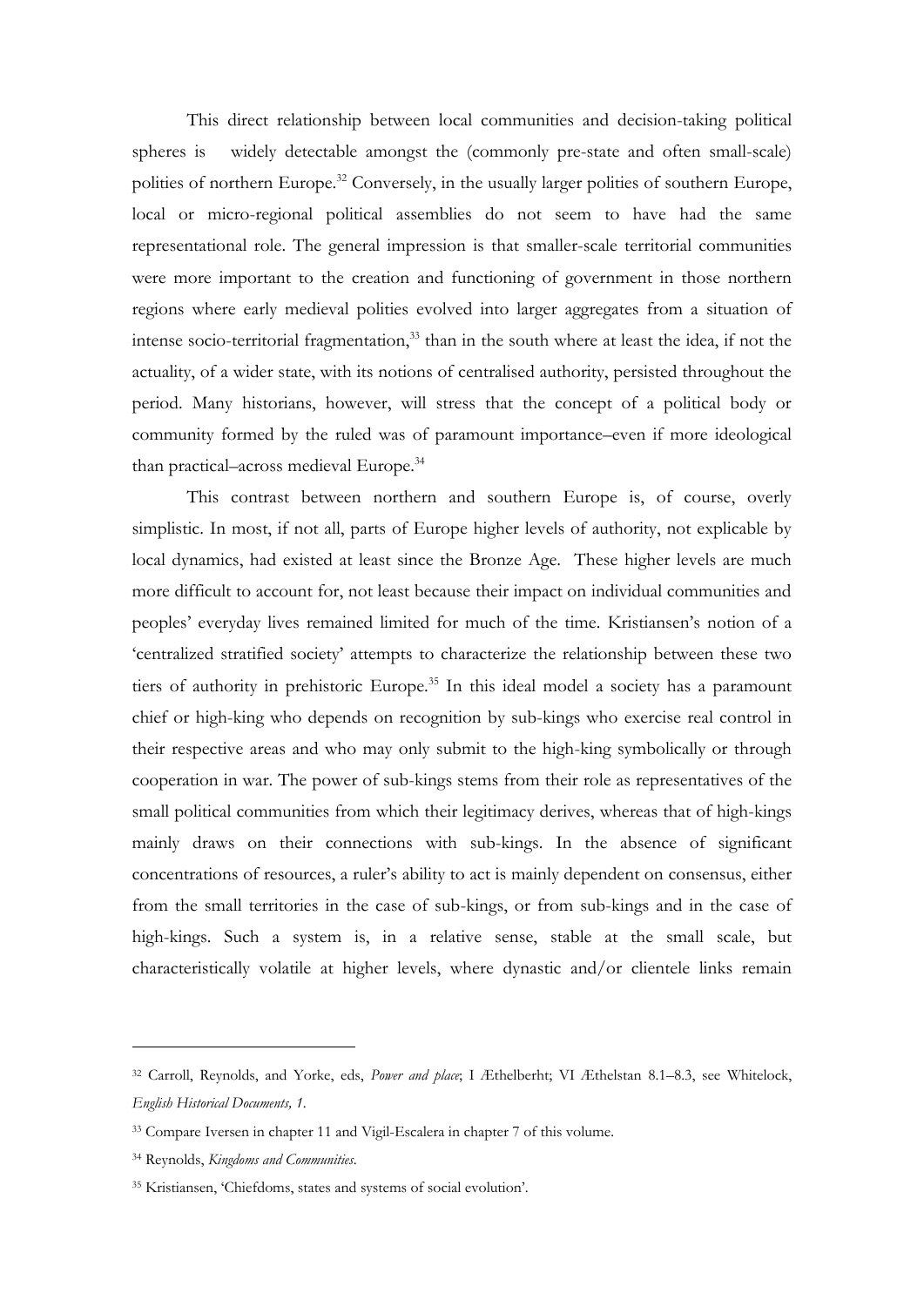This direct relationship between local communities and decision-taking political spheres is widely detectable amongst the (commonly pre-state and often small-scale) polities of northern Europe.[32] Conversely, in the usually larger polities of southern Europe, local or micro-regional political assemblies do not seem to have had the same representational role. The general impression is that smaller-scale territorial communities were more important to the creation and functioning of government in those northern regions where early medieval polities evolved into larger aggregates from a situation of intense socio-territorial fragmentation,[33] than in the south where at least the idea, if not the actuality, of a wider state, with its notions of centralised authority, persisted throughout the period. Many historians, however, will stress that the concept of a political body or community formed by the ruled was of paramount importance–even if more ideological than practical–across medieval Europe.[34]

This contrast between northern and southern Europe is, of course, overly simplistic. In most, if not all, parts of Europe higher levels of authority, not explicable by local dynamics, had existed at least since the Bronze Age. These higher levels are much more difficult to account for, not least because their impact on individual communities and peoples' everyday lives remained limited for much of the time. Kristiansen's notion of a 'centralized stratified society' attempts to characterize the relationship between these two tiers of authority in prehistoric Europe.[35] In this ideal model a society has a paramount chief or high-king who depends on recognition by sub-kings who exercise real control in their respective areas and who may only submit to the high-king symbolically or through cooperation in war. The power of sub-kings stems from their role as representatives of the small political communities from which their legitimacy derives, whereas that of high-kings mainly draws on their connections with sub-kings. In the absence of significant concentrations of resources, a ruler's ability to act is mainly dependent on consensus, either from the small territories in the case of sub-kings, or from sub-kings and in the case of high-kings. Such a system is, in a relative sense, stable at the small scale, but characteristically volatile at higher levels, where dynastic and/or clientele links remain

---

[32] Carroll, Reynolds, and Yorke, eds, *Power and place*; I Æthelberht; VI Æthelstan 8.1–8.3, see Whitelock, *English Historical Documents, 1*.

[33] Compare Iversen in chapter 11 and Vigil-Escalera in chapter 7 of this volume.

[34] Reynolds, *Kingdoms and Communities*.

[35] Kristiansen, 'Chiefdoms, states and systems of social evolution'.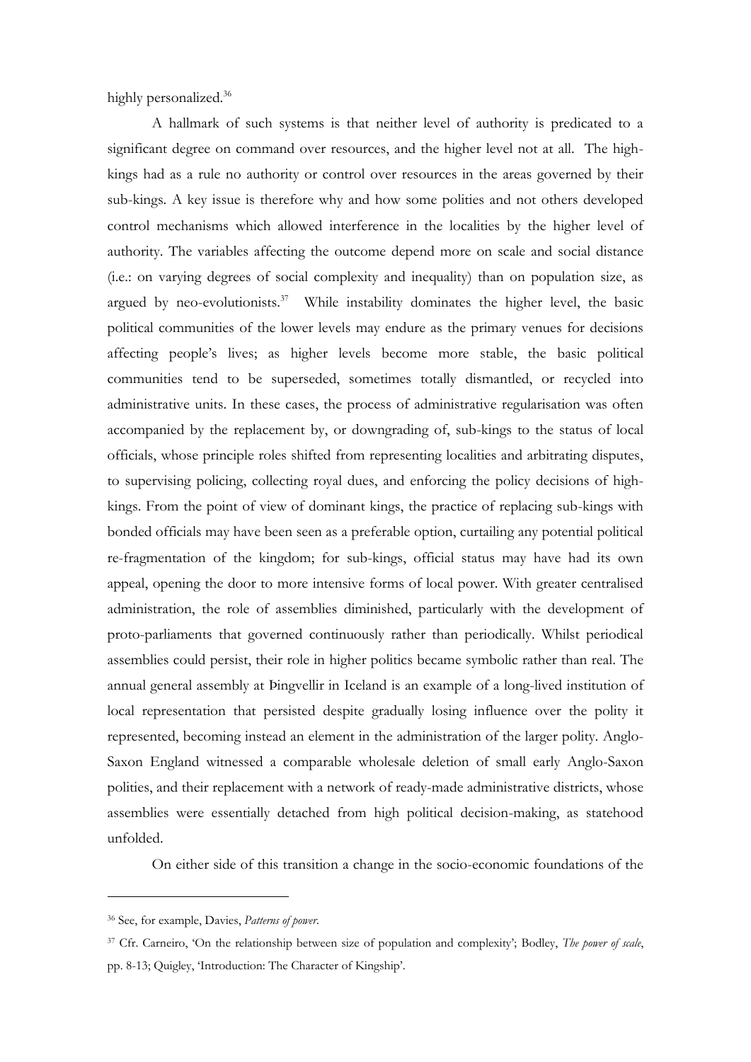highly personalized.[36]

A hallmark of such systems is that neither level of authority is predicated to a significant degree on command over resources, and the higher level not at all. The high-kings had as a rule no authority or control over resources in the areas governed by their sub-kings. A key issue is therefore why and how some polities and not others developed control mechanisms which allowed interference in the localities by the higher level of authority. The variables affecting the outcome depend more on scale and social distance (i.e.: on varying degrees of social complexity and inequality) than on population size, as argued by neo-evolutionists.[37] While instability dominates the higher level, the basic political communities of the lower levels may endure as the primary venues for decisions affecting people's lives; as higher levels become more stable, the basic political communities tend to be superseded, sometimes totally dismantled, or recycled into administrative units. In these cases, the process of administrative regularisation was often accompanied by the replacement by, or downgrading of, sub-kings to the status of local officials, whose principle roles shifted from representing localities and arbitrating disputes, to supervising policing, collecting royal dues, and enforcing the policy decisions of high-kings. From the point of view of dominant kings, the practice of replacing sub-kings with bonded officials may have been seen as a preferable option, curtailing any potential political re-fragmentation of the kingdom; for sub-kings, official status may have had its own appeal, opening the door to more intensive forms of local power. With greater centralised administration, the role of assemblies diminished, particularly with the development of proto-parliaments that governed continuously rather than periodically. Whilst periodical assemblies could persist, their role in higher politics became symbolic rather than real. The annual general assembly at Þingvellir in Iceland is an example of a long-lived institution of local representation that persisted despite gradually losing influence over the polity it represented, becoming instead an element in the administration of the larger polity. Anglo-Saxon England witnessed a comparable wholesale deletion of small early Anglo-Saxon polities, and their replacement with a network of ready-made administrative districts, whose assemblies were essentially detached from high political decision-making, as statehood unfolded.

On either side of this transition a change in the socio-economic foundations of the

---

[36] See, for example, Davies, *Patterns of power*.

[37] Cfr. Carneiro, 'On the relationship between size of population and complexity'; Bodley, *The power of scale*, pp. 8-13; Quigley, 'Introduction: The Character of Kingship'.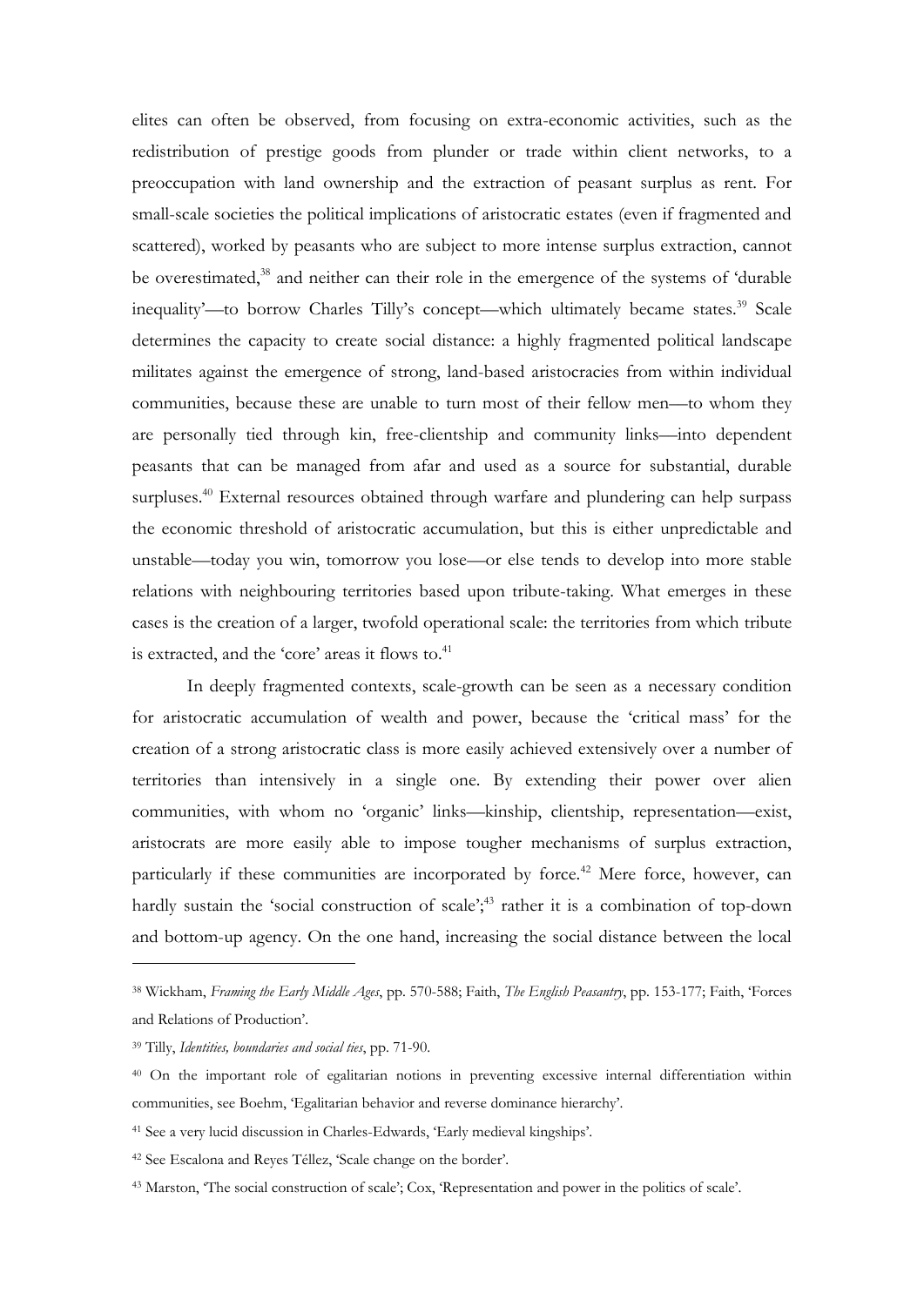elites can often be observed, from focusing on extra-economic activities, such as the redistribution of prestige goods from plunder or trade within client networks, to a preoccupation with land ownership and the extraction of peasant surplus as rent. For small-scale societies the political implications of aristocratic estates (even if fragmented and scattered), worked by peasants who are subject to more intense surplus extraction, cannot be overestimated,[38] and neither can their role in the emergence of the systems of 'durable inequality'—to borrow Charles Tilly's concept—which ultimately became states.[39] Scale determines the capacity to create social distance: a highly fragmented political landscape militates against the emergence of strong, land-based aristocracies from within individual communities, because these are unable to turn most of their fellow men—to whom they are personally tied through kin, free-clientship and community links—into dependent peasants that can be managed from afar and used as a source for substantial, durable surpluses.[40] External resources obtained through warfare and plundering can help surpass the economic threshold of aristocratic accumulation, but this is either unpredictable and unstable—today you win, tomorrow you lose—or else tends to develop into more stable relations with neighbouring territories based upon tribute-taking. What emerges in these cases is the creation of a larger, twofold operational scale: the territories from which tribute is extracted, and the 'core' areas it flows to.[41]

In deeply fragmented contexts, scale-growth can be seen as a necessary condition for aristocratic accumulation of wealth and power, because the 'critical mass' for the creation of a strong aristocratic class is more easily achieved extensively over a number of territories than intensively in a single one. By extending their power over alien communities, with whom no 'organic' links—kinship, clientship, representation—exist, aristocrats are more easily able to impose tougher mechanisms of surplus extraction, particularly if these communities are incorporated by force.[42] Mere force, however, can hardly sustain the 'social construction of scale';[43] rather it is a combination of top-down and bottom-up agency. On the one hand, increasing the social distance between the local

---

[38] Wickham, *Framing the Early Middle Ages*, pp. 570-588; Faith, *The English Peasantry*, pp. 153-177; Faith, 'Forces and Relations of Production'.

[39] Tilly, *Identities, boundaries and social ties*, pp. 71-90.

[40] On the important role of egalitarian notions in preventing excessive internal differentiation within communities, see Boehm, 'Egalitarian behavior and reverse dominance hierarchy'.

[41] See a very lucid discussion in Charles-Edwards, 'Early medieval kingships'.

[42] See Escalona and Reyes Téllez, 'Scale change on the border'.

[43] Marston, 'The social construction of scale'; Cox, 'Representation and power in the politics of scale'.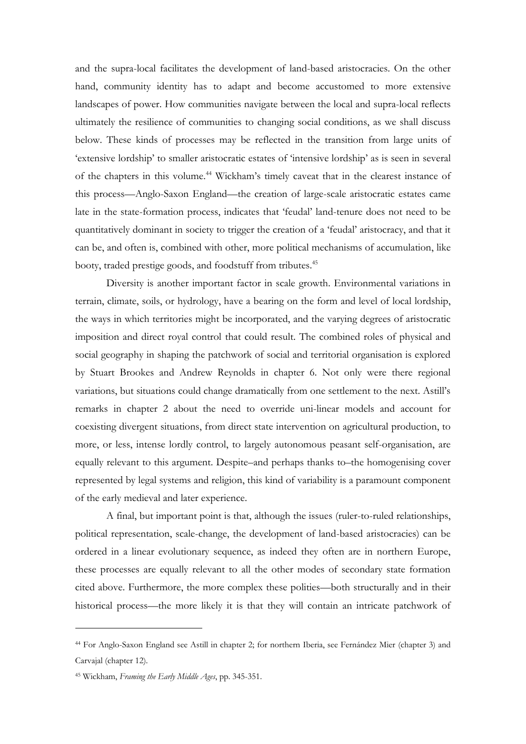and the supra-local facilitates the development of land-based aristocracies. On the other hand, community identity has to adapt and become accustomed to more extensive landscapes of power. How communities navigate between the local and supra-local reflects ultimately the resilience of communities to changing social conditions, as we shall discuss below. These kinds of processes may be reflected in the transition from large units of 'extensive lordship' to smaller aristocratic estates of 'intensive lordship' as is seen in several of the chapters in this volume.[44] Wickham's timely caveat that in the clearest instance of this process—Anglo-Saxon England—the creation of large-scale aristocratic estates came late in the state-formation process, indicates that 'feudal' land-tenure does not need to be quantitatively dominant in society to trigger the creation of a 'feudal' aristocracy, and that it can be, and often is, combined with other, more political mechanisms of accumulation, like booty, traded prestige goods, and foodstuff from tributes.[45]

Diversity is another important factor in scale growth. Environmental variations in terrain, climate, soils, or hydrology, have a bearing on the form and level of local lordship, the ways in which territories might be incorporated, and the varying degrees of aristocratic imposition and direct royal control that could result. The combined roles of physical and social geography in shaping the patchwork of social and territorial organisation is explored by Stuart Brookes and Andrew Reynolds in chapter 6. Not only were there regional variations, but situations could change dramatically from one settlement to the next. Astill's remarks in chapter 2 about the need to override uni-linear models and account for coexisting divergent situations, from direct state intervention on agricultural production, to more, or less, intense lordly control, to largely autonomous peasant self-organisation, are equally relevant to this argument. Despite–and perhaps thanks to–the homogenising cover represented by legal systems and religion, this kind of variability is a paramount component of the early medieval and later experience.

A final, but important point is that, although the issues (ruler-to-ruled relationships, political representation, scale-change, the development of land-based aristocracies) can be ordered in a linear evolutionary sequence, as indeed they often are in northern Europe, these processes are equally relevant to all the other modes of secondary state formation cited above. Furthermore, the more complex these polities—both structurally and in their historical process—the more likely it is that they will contain an intricate patchwork of

---

[44] For Anglo-Saxon England see Astill in chapter 2; for northern Iberia, see Fernández Mier (chapter 3) and Carvajal (chapter 12).

[45] Wickham, *Framing the Early Middle Ages*, pp. 345-351.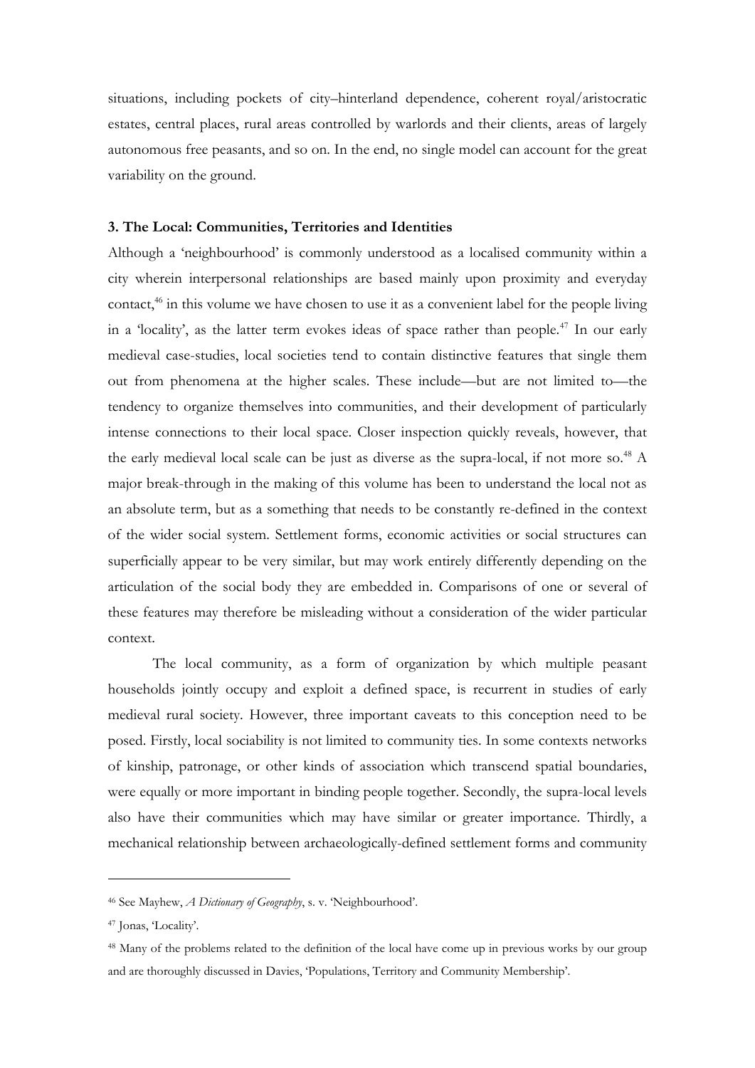situations, including pockets of city–hinterland dependence, coherent royal/aristocratic estates, central places, rural areas controlled by warlords and their clients, areas of largely autonomous free peasants, and so on. In the end, no single model can account for the great variability on the ground.

### 3. The Local: Communities, Territories and Identities

Although a 'neighbourhood' is commonly understood as a localised community within a city wherein interpersonal relationships are based mainly upon proximity and everyday contact,[46] in this volume we have chosen to use it as a convenient label for the people living in a 'locality', as the latter term evokes ideas of space rather than people.[47] In our early medieval case-studies, local societies tend to contain distinctive features that single them out from phenomena at the higher scales. These include—but are not limited to—the tendency to organize themselves into communities, and their development of particularly intense connections to their local space. Closer inspection quickly reveals, however, that the early medieval local scale can be just as diverse as the supra-local, if not more so.[48] A major break-through in the making of this volume has been to understand the local not as an absolute term, but as a something that needs to be constantly re-defined in the context of the wider social system. Settlement forms, economic activities or social structures can superficially appear to be very similar, but may work entirely differently depending on the articulation of the social body they are embedded in. Comparisons of one or several of these features may therefore be misleading without a consideration of the wider particular context.

The local community, as a form of organization by which multiple peasant households jointly occupy and exploit a defined space, is recurrent in studies of early medieval rural society. However, three important caveats to this conception need to be posed. Firstly, local sociability is not limited to community ties. In some contexts networks of kinship, patronage, or other kinds of association which transcend spatial boundaries, were equally or more important in binding people together. Secondly, the supra-local levels also have their communities which may have similar or greater importance. Thirdly, a mechanical relationship between archaeologically-defined settlement forms and community

---

[46] See Mayhew, *A Dictionary of Geography*, s. v. 'Neighbourhood'.

[47] Jonas, 'Locality'.

[48] Many of the problems related to the definition of the local have come up in previous works by our group and are thoroughly discussed in Davies, 'Populations, Territory and Community Membership'.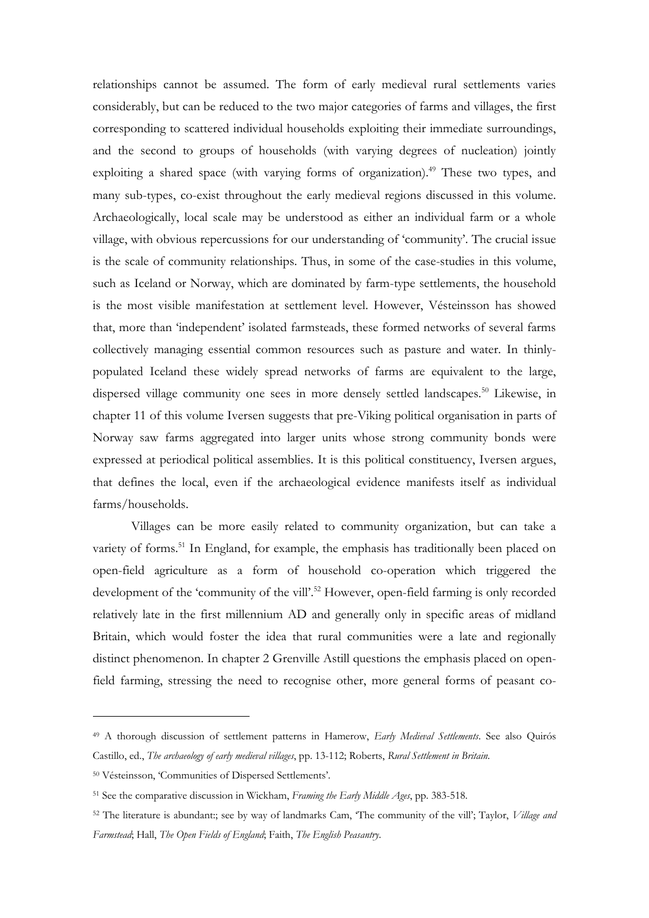relationships cannot be assumed. The form of early medieval rural settlements varies considerably, but can be reduced to the two major categories of farms and villages, the first corresponding to scattered individual households exploiting their immediate surroundings, and the second to groups of households (with varying degrees of nucleation) jointly exploiting a shared space (with varying forms of organization).[49] These two types, and many sub-types, co-exist throughout the early medieval regions discussed in this volume. Archaeologically, local scale may be understood as either an individual farm or a whole village, with obvious repercussions for our understanding of 'community'. The crucial issue is the scale of community relationships. Thus, in some of the case-studies in this volume, such as Iceland or Norway, which are dominated by farm-type settlements, the household is the most visible manifestation at settlement level. However, Vésteinsson has showed that, more than 'independent' isolated farmsteads, these formed networks of several farms collectively managing essential common resources such as pasture and water. In thinly-populated Iceland these widely spread networks of farms are equivalent to the large, dispersed village community one sees in more densely settled landscapes.[50] Likewise, in chapter 11 of this volume Iversen suggests that pre-Viking political organisation in parts of Norway saw farms aggregated into larger units whose strong community bonds were expressed at periodical political assemblies. It is this political constituency, Iversen argues, that defines the local, even if the archaeological evidence manifests itself as individual farms/households.

Villages can be more easily related to community organization, but can take a variety of forms.[51] In England, for example, the emphasis has traditionally been placed on open-field agriculture as a form of household co-operation which triggered the development of the 'community of the vill'.[52] However, open-field farming is only recorded relatively late in the first millennium AD and generally only in specific areas of midland Britain, which would foster the idea that rural communities were a late and regionally distinct phenomenon. In chapter 2 Grenville Astill questions the emphasis placed on open-field farming, stressing the need to recognise other, more general forms of peasant co-

---

[49] A thorough discussion of settlement patterns in Hamerow, *Early Medieval Settlements*. See also Quirós Castillo, ed., *The archaeology of early medieval villages*, pp. 13-112; Roberts, *Rural Settlement in Britain*.

[50] Vésteinsson, 'Communities of Dispersed Settlements'.

[51] See the comparative discussion in Wickham, *Framing the Early Middle Ages*, pp. 383-518.

[52] The literature is abundant:; see by way of landmarks Cam, 'The community of the vill'; Taylor, *Village and Farmstead*; Hall, *The Open Fields of England*; Faith, *The English Peasantry*.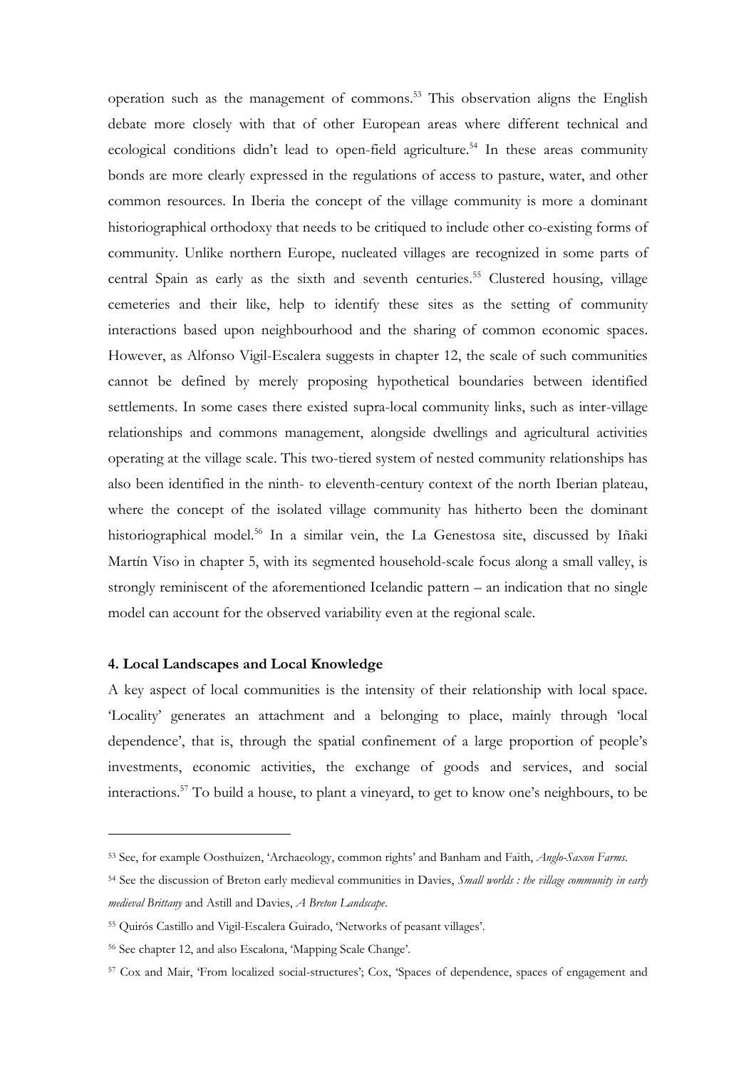operation such as the management of commons.[53] This observation aligns the English debate more closely with that of other European areas where different technical and ecological conditions didn't lead to open-field agriculture.[54] In these areas community bonds are more clearly expressed in the regulations of access to pasture, water, and other common resources. In Iberia the concept of the village community is more a dominant historiographical orthodoxy that needs to be critiqued to include other co-existing forms of community. Unlike northern Europe, nucleated villages are recognized in some parts of central Spain as early as the sixth and seventh centuries.[55] Clustered housing, village cemeteries and their like, help to identify these sites as the setting of community interactions based upon neighbourhood and the sharing of common economic spaces. However, as Alfonso Vigil-Escalera suggests in chapter 12, the scale of such communities cannot be defined by merely proposing hypothetical boundaries between identified settlements. In some cases there existed supra-local community links, such as inter-village relationships and commons management, alongside dwellings and agricultural activities operating at the village scale. This two-tiered system of nested community relationships has also been identified in the ninth- to eleventh-century context of the north Iberian plateau, where the concept of the isolated village community has hitherto been the dominant historiographical model.[56] In a similar vein, the La Genestosa site, discussed by Iñaki Martín Viso in chapter 5, with its segmented household-scale focus along a small valley, is strongly reminiscent of the aforementioned Icelandic pattern – an indication that no single model can account for the observed variability even at the regional scale.

#### 4. Local Landscapes and Local Knowledge

A key aspect of local communities is the intensity of their relationship with local space. 'Locality' generates an attachment and a belonging to place, mainly through 'local dependence', that is, through the spatial confinement of a large proportion of people's investments, economic activities, the exchange of goods and services, and social interactions.[57] To build a house, to plant a vineyard, to get to know one's neighbours, to be

---

[53] See, for example Oosthuizen, 'Archaeology, common rights' and Banham and Faith, *Anglo-Saxon Farms*.

[54] See the discussion of Breton early medieval communities in Davies, *Small worlds : the village community in early medieval Brittany* and Astill and Davies, *A Breton Landscape*.

[55] Quirós Castillo and Vigil-Escalera Guirado, 'Networks of peasant villages'.

[56] See chapter 12, and also Escalona, 'Mapping Scale Change'.

[57] Cox and Mair, 'From localized social-structures'; Cox, 'Spaces of dependence, spaces of engagement and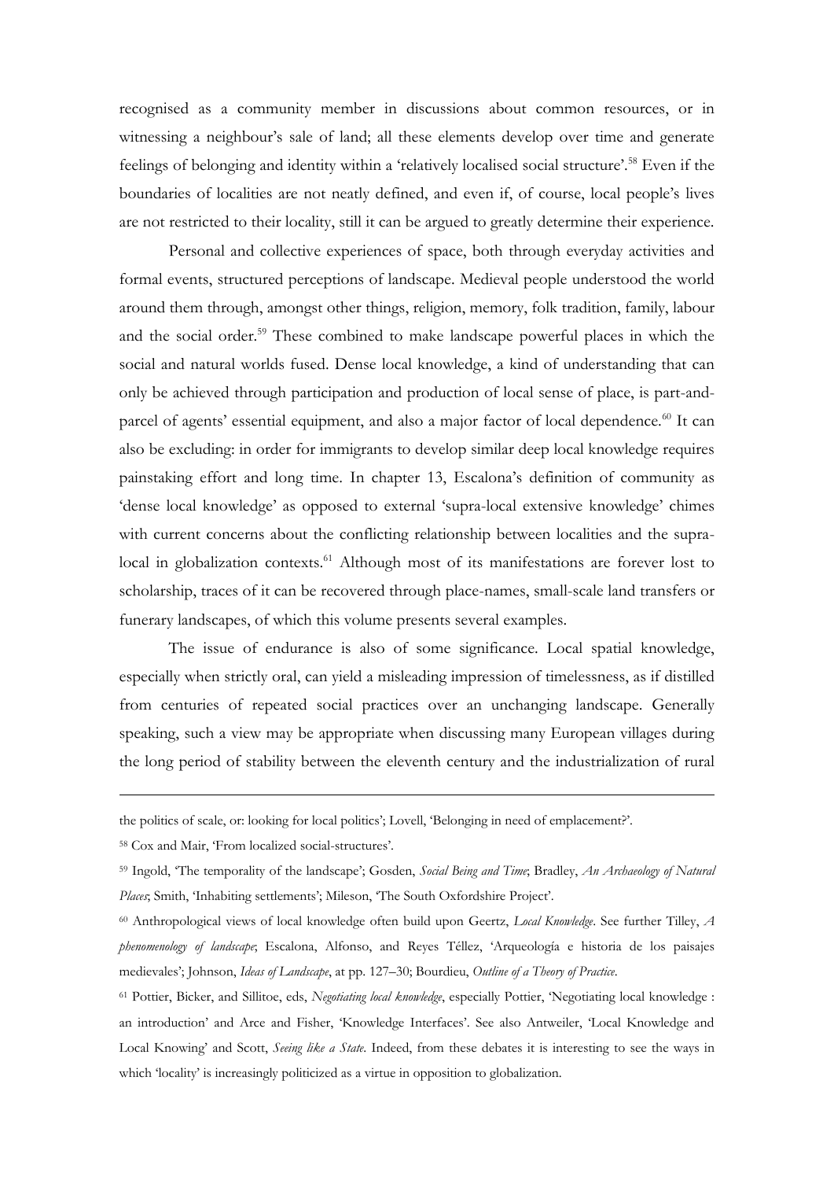recognised as a community member in discussions about common resources, or in witnessing a neighbour's sale of land; all these elements develop over time and generate feelings of belonging and identity within a 'relatively localised social structure'.[58] Even if the boundaries of localities are not neatly defined, and even if, of course, local people's lives are not restricted to their locality, still it can be argued to greatly determine their experience.

Personal and collective experiences of space, both through everyday activities and formal events, structured perceptions of landscape. Medieval people understood the world around them through, amongst other things, religion, memory, folk tradition, family, labour and the social order.[59] These combined to make landscape powerful places in which the social and natural worlds fused. Dense local knowledge, a kind of understanding that can only be achieved through participation and production of local sense of place, is part-and-parcel of agents' essential equipment, and also a major factor of local dependence.[60] It can also be excluding: in order for immigrants to develop similar deep local knowledge requires painstaking effort and long time. In chapter 13, Escalona's definition of community as 'dense local knowledge' as opposed to external 'supra-local extensive knowledge' chimes with current concerns about the conflicting relationship between localities and the supra-local in globalization contexts.[61] Although most of its manifestations are forever lost to scholarship, traces of it can be recovered through place-names, small-scale land transfers or funerary landscapes, of which this volume presents several examples.

The issue of endurance is also of some significance. Local spatial knowledge, especially when strictly oral, can yield a misleading impression of timelessness, as if distilled from centuries of repeated social practices over an unchanging landscape. Generally speaking, such a view may be appropriate when discussing many European villages during the long period of stability between the eleventh century and the industrialization of rural

---

the politics of scale, or: looking for local politics'; Lovell, 'Belonging in need of emplacement?'.

58 Cox and Mair, 'From localized social-structures'.

59 Ingold, 'The temporality of the landscape'; Gosden, *Social Being and Time*; Bradley, *An Archaeology of Natural Places*; Smith, 'Inhabiting settlements'; Mileson, 'The South Oxfordshire Project'.

60 Anthropological views of local knowledge often build upon Geertz, *Local Knowledge*. See further Tilley, *A phenomenology of landscape*; Escalona, Alfonso, and Reyes Téllez, 'Arqueología e historia de los paisajes medievales'; Johnson, *Ideas of Landscape*, at pp. 127–30; Bourdieu, *Outline of a Theory of Practice*.

61 Pottier, Bicker, and Sillitoe, eds, *Negotiating local knowledge*, especially Pottier, 'Negotiating local knowledge : an introduction' and Arce and Fisher, 'Knowledge Interfaces'. See also Antweiler, 'Local Knowledge and Local Knowing' and Scott, *Seeing like a State*. Indeed, from these debates it is interesting to see the ways in which 'locality' is increasingly politicized as a virtue in opposition to globalization.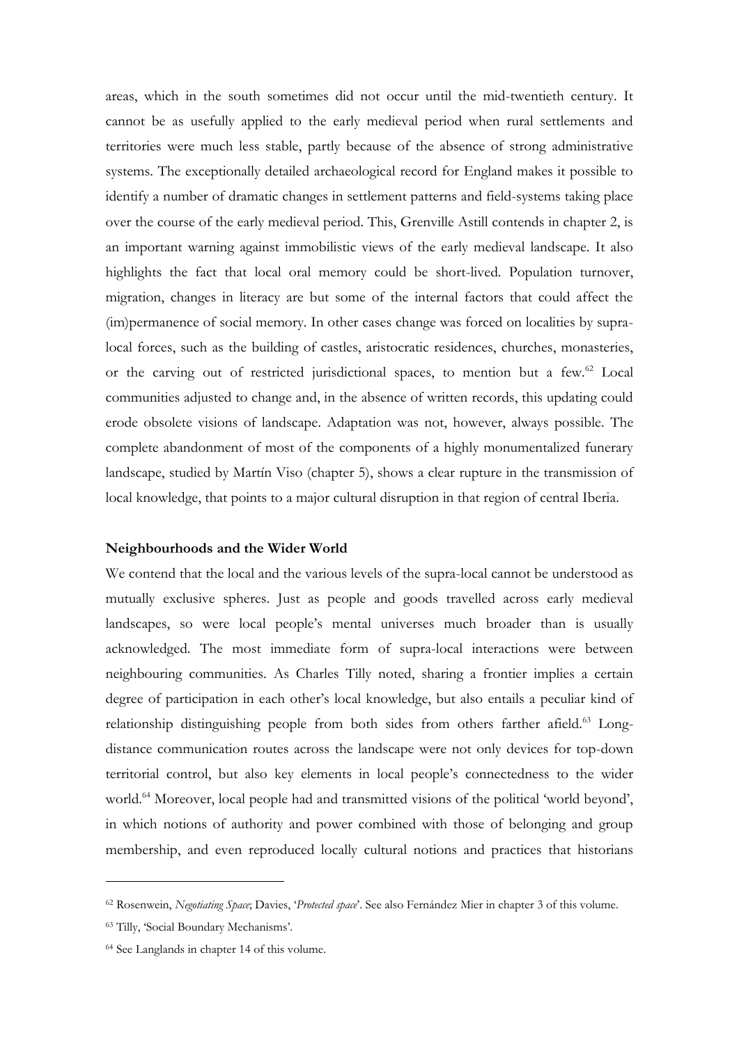areas, which in the south sometimes did not occur until the mid-twentieth century. It cannot be as usefully applied to the early medieval period when rural settlements and territories were much less stable, partly because of the absence of strong administrative systems. The exceptionally detailed archaeological record for England makes it possible to identify a number of dramatic changes in settlement patterns and field-systems taking place over the course of the early medieval period. This, Grenville Astill contends in chapter 2, is an important warning against immobilistic views of the early medieval landscape. It also highlights the fact that local oral memory could be short-lived. Population turnover, migration, changes in literacy are but some of the internal factors that could affect the (im)permanence of social memory. In other cases change was forced on localities by supra-local forces, such as the building of castles, aristocratic residences, churches, monasteries, or the carving out of restricted jurisdictional spaces, to mention but a few.[62] Local communities adjusted to change and, in the absence of written records, this updating could erode obsolete visions of landscape. Adaptation was not, however, always possible. The complete abandonment of most of the components of a highly monumentalized funerary landscape, studied by Martín Viso (chapter 5), shows a clear rupture in the transmission of local knowledge, that points to a major cultural disruption in that region of central Iberia.

**Neighbourhoods and the Wider World**

We contend that the local and the various levels of the supra-local cannot be understood as mutually exclusive spheres. Just as people and goods travelled across early medieval landscapes, so were local people's mental universes much broader than is usually acknowledged. The most immediate form of supra-local interactions were between neighbouring communities. As Charles Tilly noted, sharing a frontier implies a certain degree of participation in each other's local knowledge, but also entails a peculiar kind of relationship distinguishing people from both sides from others farther afield.[63] Long-distance communication routes across the landscape were not only devices for top-down territorial control, but also key elements in local people's connectedness to the wider world.[64] Moreover, local people had and transmitted visions of the political 'world beyond', in which notions of authority and power combined with those of belonging and group membership, and even reproduced locally cultural notions and practices that historians

---

[62] Rosenwein, *Negotiating Space*; Davies, '*Protected space*'. See also Fernández Mier in chapter 3 of this volume.

[63] Tilly, 'Social Boundary Mechanisms'.

[64] See Langlands in chapter 14 of this volume.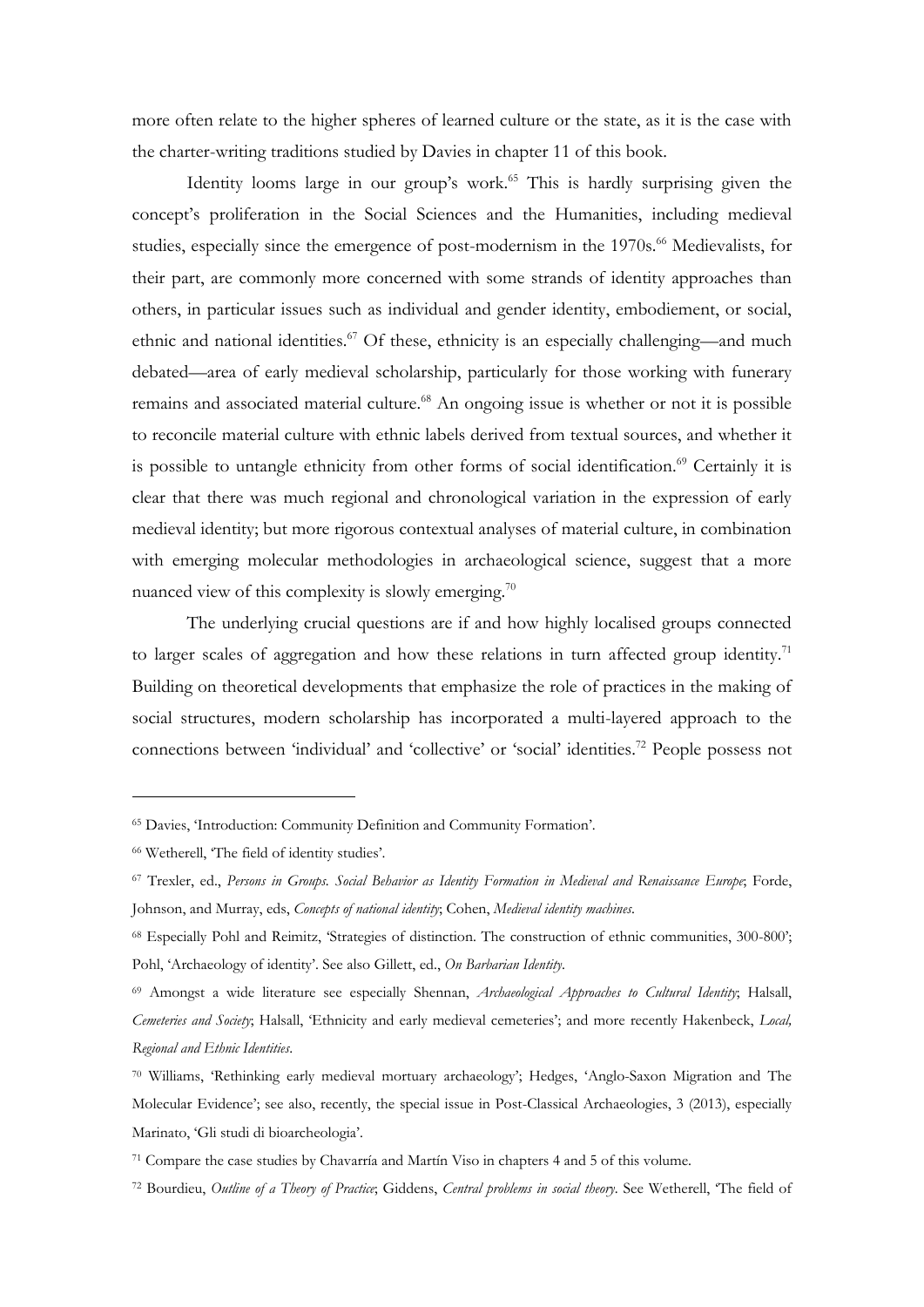more often relate to the higher spheres of learned culture or the state, as it is the case with the charter-writing traditions studied by Davies in chapter 11 of this book.

Identity looms large in our group's work.[65] This is hardly surprising given the concept's proliferation in the Social Sciences and the Humanities, including medieval studies, especially since the emergence of post-modernism in the 1970s.[66] Medievalists, for their part, are commonly more concerned with some strands of identity approaches than others, in particular issues such as individual and gender identity, embodiement, or social, ethnic and national identities.[67] Of these, ethnicity is an especially challenging—and much debated—area of early medieval scholarship, particularly for those working with funerary remains and associated material culture.[68] An ongoing issue is whether or not it is possible to reconcile material culture with ethnic labels derived from textual sources, and whether it is possible to untangle ethnicity from other forms of social identification.[69] Certainly it is clear that there was much regional and chronological variation in the expression of early medieval identity; but more rigorous contextual analyses of material culture, in combination with emerging molecular methodologies in archaeological science, suggest that a more nuanced view of this complexity is slowly emerging.[70]

The underlying crucial questions are if and how highly localised groups connected to larger scales of aggregation and how these relations in turn affected group identity.[71] Building on theoretical developments that emphasize the role of practices in the making of social structures, modern scholarship has incorporated a multi-layered approach to the connections between 'individual' and 'collective' or 'social' identities.[72] People possess not

---

[65] Davies, 'Introduction: Community Definition and Community Formation'.

[66] Wetherell, 'The field of identity studies'.

[67] Trexler, ed., *Persons in Groups. Social Behavior as Identity Formation in Medieval and Renaissance Europe*; Forde, Johnson, and Murray, eds, *Concepts of national identity*; Cohen, *Medieval identity machines*.

[68] Especially Pohl and Reimitz, 'Strategies of distinction. The construction of ethnic communities, 300-800'; Pohl, 'Archaeology of identity'. See also Gillett, ed., *On Barbarian Identity*.

[69] Amongst a wide literature see especially Shennan, *Archaeological Approaches to Cultural Identity*; Halsall, *Cemeteries and Society*; Halsall, 'Ethnicity and early medieval cemeteries'; and more recently Hakenbeck, *Local, Regional and Ethnic Identities*.

[70] Williams, 'Rethinking early medieval mortuary archaeology'; Hedges, 'Anglo-Saxon Migration and The Molecular Evidence'; see also, recently, the special issue in Post-Classical Archaeologies, 3 (2013), especially Marinato, 'Gli studi di bioarcheologia'.

[71] Compare the case studies by Chavarría and Martín Viso in chapters 4 and 5 of this volume.

[72] Bourdieu, *Outline of a Theory of Practice*; Giddens, *Central problems in social theory*. See Wetherell, 'The field of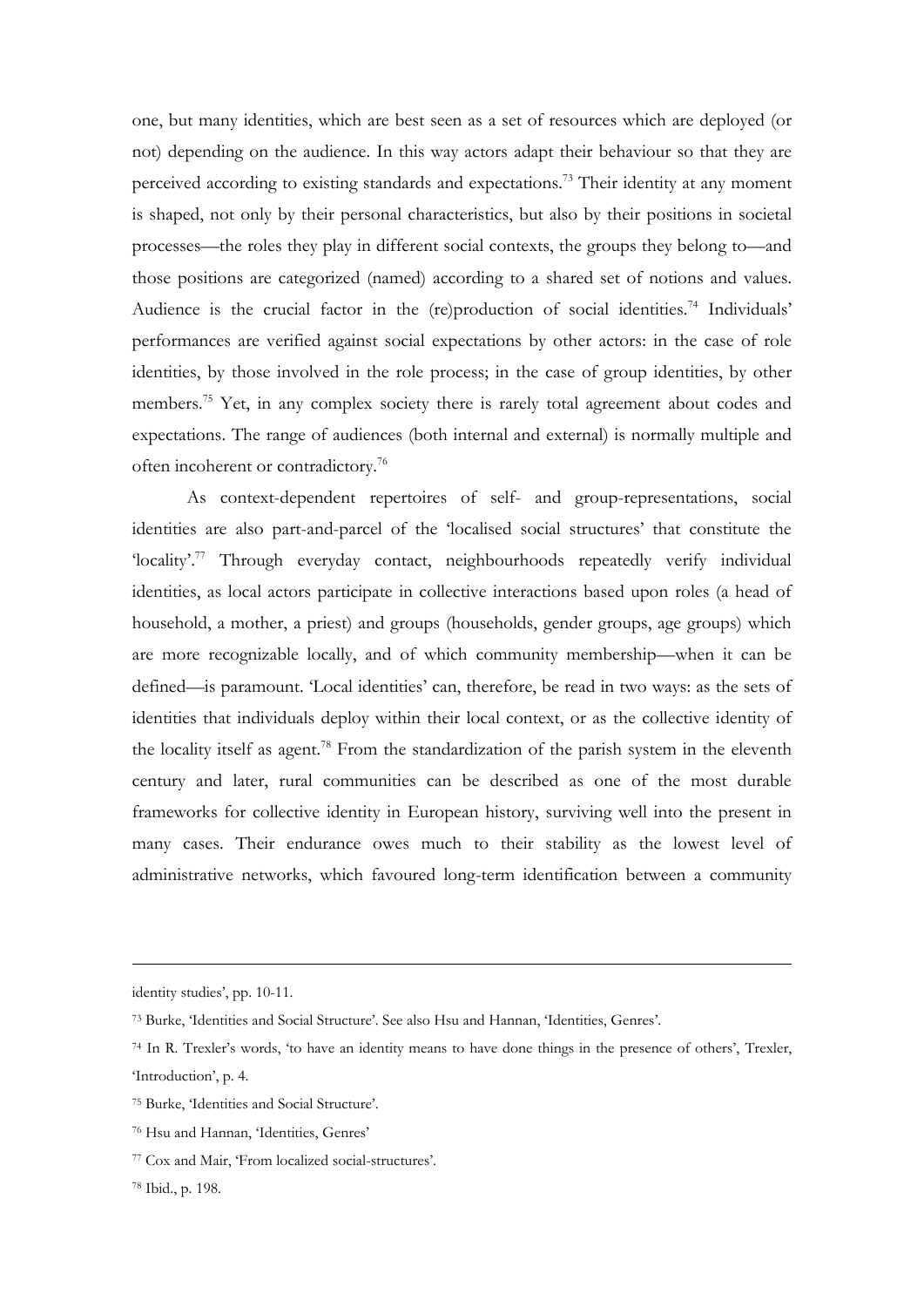one, but many identities, which are best seen as a set of resources which are deployed (or not) depending on the audience. In this way actors adapt their behaviour so that they are perceived according to existing standards and expectations.[73] Their identity at any moment is shaped, not only by their personal characteristics, but also by their positions in societal processes—the roles they play in different social contexts, the groups they belong to—and those positions are categorized (named) according to a shared set of notions and values. Audience is the crucial factor in the (re)production of social identities.[74] Individuals' performances are verified against social expectations by other actors: in the case of role identities, by those involved in the role process; in the case of group identities, by other members.[75] Yet, in any complex society there is rarely total agreement about codes and expectations. The range of audiences (both internal and external) is normally multiple and often incoherent or contradictory.[76]

As context-dependent repertoires of self- and group-representations, social identities are also part-and-parcel of the 'localised social structures' that constitute the 'locality'.[77] Through everyday contact, neighbourhoods repeatedly verify individual identities, as local actors participate in collective interactions based upon roles (a head of household, a mother, a priest) and groups (households, gender groups, age groups) which are more recognizable locally, and of which community membership—when it can be defined—is paramount. 'Local identities' can, therefore, be read in two ways: as the sets of identities that individuals deploy within their local context, or as the collective identity of the locality itself as agent.[78] From the standardization of the parish system in the eleventh century and later, rural communities can be described as one of the most durable frameworks for collective identity in European history, surviving well into the present in many cases. Their endurance owes much to their stability as the lowest level of administrative networks, which favoured long-term identification between a community

---

identity studies', pp. 10-11.

[73] Burke, 'Identities and Social Structure'. See also Hsu and Hannan, 'Identities, Genres'.

[74] In R. Trexler's words, 'to have an identity means to have done things in the presence of others', Trexler, 'Introduction', p. 4.

[75] Burke, 'Identities and Social Structure'.

[76] Hsu and Hannan, 'Identities, Genres'

[77] Cox and Mair, 'From localized social-structures'.

[78] Ibid., p. 198.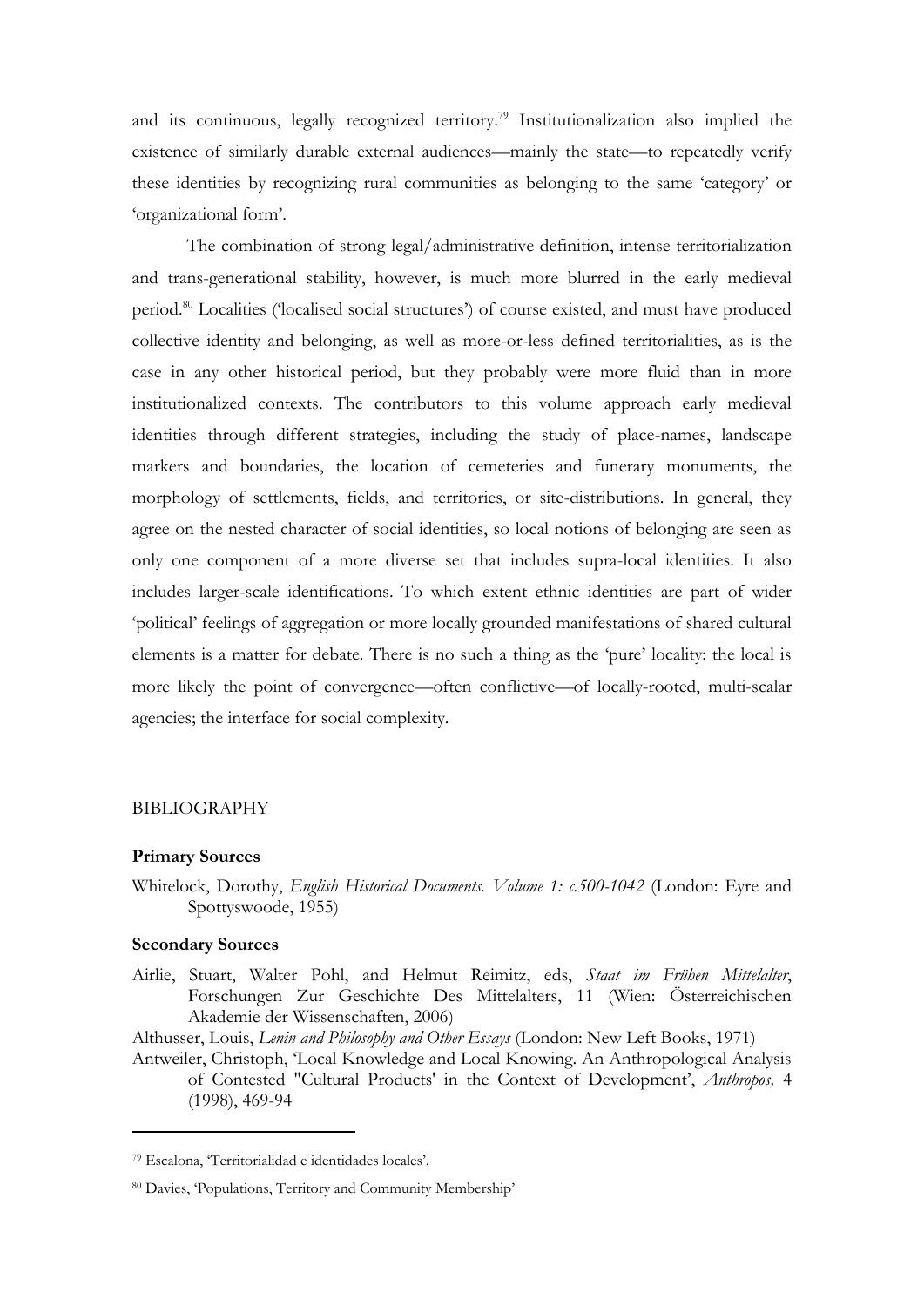and its continuous, legally recognized territory.[79] Institutionalization also implied the existence of similarly durable external audiences—mainly the state—to repeatedly verify these identities by recognizing rural communities as belonging to the same 'category' or 'organizational form'.

The combination of strong legal/administrative definition, intense territorialization and trans-generational stability, however, is much more blurred in the early medieval period.[80] Localities ('localised social structures') of course existed, and must have produced collective identity and belonging, as well as more-or-less defined territorialities, as is the case in any other historical period, but they probably were more fluid than in more institutionalized contexts. The contributors to this volume approach early medieval identities through different strategies, including the study of place-names, landscape markers and boundaries, the location of cemeteries and funerary monuments, the morphology of settlements, fields, and territories, or site-distributions. In general, they agree on the nested character of social identities, so local notions of belonging are seen as only one component of a more diverse set that includes supra-local identities. It also includes larger-scale identifications. To which extent ethnic identities are part of wider 'political' feelings of aggregation or more locally grounded manifestations of shared cultural elements is a matter for debate. There is no such a thing as the 'pure' locality: the local is more likely the point of convergence—often conflictive—of locally-rooted, multi-scalar agencies; the interface for social complexity.

## BIBLIOGRAPHY

### Primary Sources

Whitelock, Dorothy, *English Historical Documents. Volume 1: c.500-1042* (London: Eyre and Spottyswoode, 1955)

### Secondary Sources

Airlie, Stuart, Walter Pohl, and Helmut Reimitz, eds, *Staat im Frühen Mittelalter*, Forschungen Zur Geschichte Des Mittelalters, 11 (Wien: Österreichischen Akademie der Wissenschaften, 2006)

Althusser, Louis, *Lenin and Philosophy and Other Essays* (London: New Left Books, 1971)

Antweiler, Christoph, 'Local Knowledge and Local Knowing. An Anthropological Analysis of Contested "Cultural Products' in the Context of Development', *Anthropos,* 4 (1998), 469-94

---

[79] Escalona, 'Territorialidad e identidades locales'.

[80] Davies, 'Populations, Territory and Community Membership'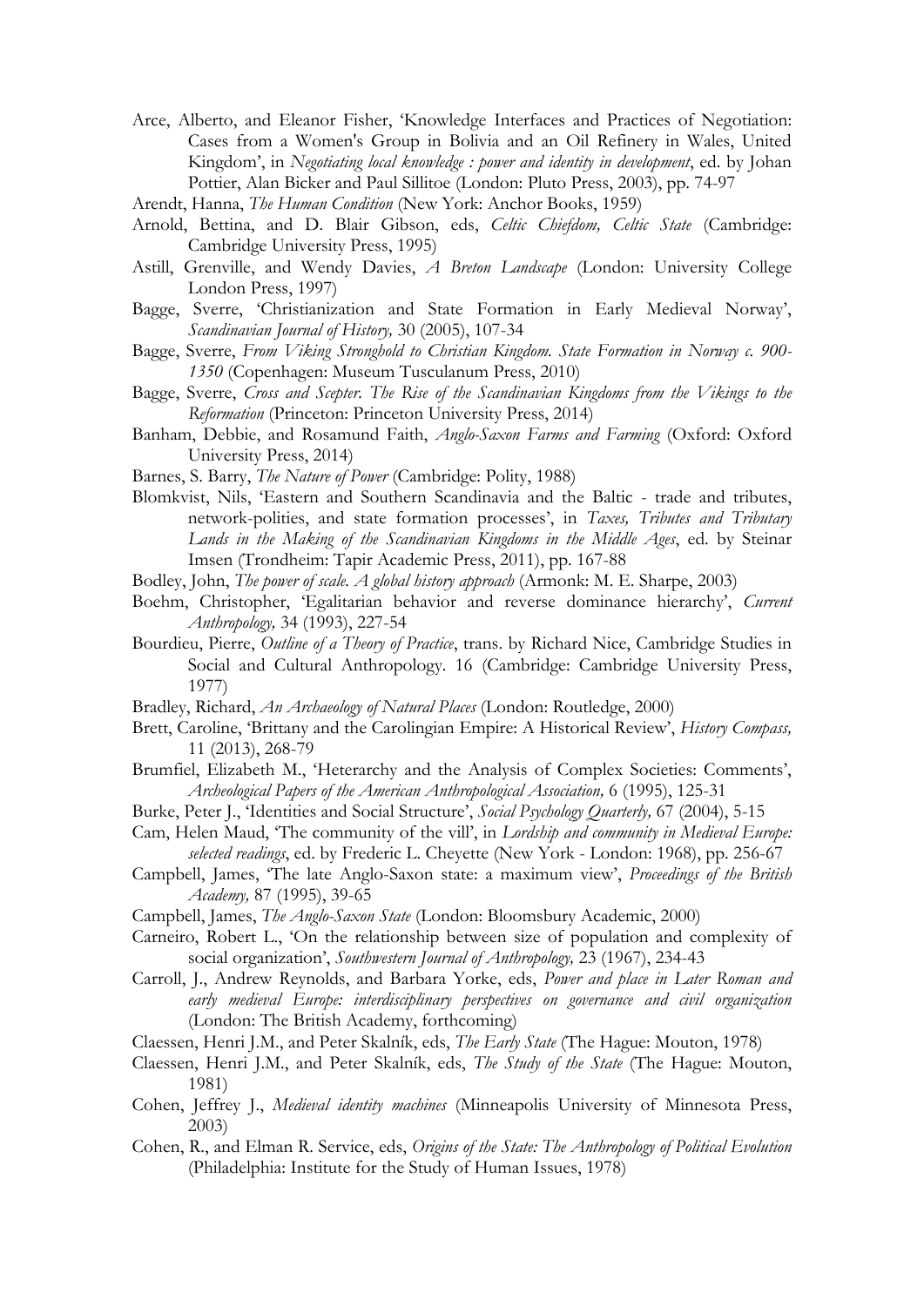Arce, Alberto, and Eleanor Fisher, 'Knowledge Interfaces and Practices of Negotiation: Cases from a Women's Group in Bolivia and an Oil Refinery in Wales, United Kingdom', in *Negotiating local knowledge : power and identity in development*, ed. by Johan Pottier, Alan Bicker and Paul Sillitoe (London: Pluto Press, 2003), pp. 74-97

Arendt, Hanna, *The Human Condition* (New York: Anchor Books, 1959)

Arnold, Bettina, and D. Blair Gibson, eds, *Celtic Chiefdom, Celtic State* (Cambridge: Cambridge University Press, 1995)

Astill, Grenville, and Wendy Davies, *A Breton Landscape* (London: University College London Press, 1997)

Bagge, Sverre, 'Christianization and State Formation in Early Medieval Norway', *Scandinavian Journal of History,* 30 (2005), 107-34

Bagge, Sverre, *From Viking Stronghold to Christian Kingdom. State Formation in Norway c. 900-1350* (Copenhagen: Museum Tusculanum Press, 2010)

Bagge, Sverre, *Cross and Scepter. The Rise of the Scandinavian Kingdoms from the Vikings to the Reformation* (Princeton: Princeton University Press, 2014)

Banham, Debbie, and Rosamund Faith, *Anglo-Saxon Farms and Farming* (Oxford: Oxford University Press, 2014)

Barnes, S. Barry, *The Nature of Power* (Cambridge: Polity, 1988)

Blomkvist, Nils, 'Eastern and Southern Scandinavia and the Baltic - trade and tributes, network-polities, and state formation processes', in *Taxes, Tributes and Tributary Lands in the Making of the Scandinavian Kingdoms in the Middle Ages*, ed. by Steinar Imsen (Trondheim: Tapir Academic Press, 2011), pp. 167-88

Bodley, John, *The power of scale. A global history approach* (Armonk: M. E. Sharpe, 2003)

Boehm, Christopher, 'Egalitarian behavior and reverse dominance hierarchy', *Current Anthropology,* 34 (1993), 227-54

Bourdieu, Pierre, *Outline of a Theory of Practice*, trans. by Richard Nice, Cambridge Studies in Social and Cultural Anthropology. 16 (Cambridge: Cambridge University Press, 1977)

Bradley, Richard, *An Archaeology of Natural Places* (London: Routledge, 2000)

Brett, Caroline, 'Brittany and the Carolingian Empire: A Historical Review', *History Compass,* 11 (2013), 268-79

Brumfiel, Elizabeth M., 'Heterarchy and the Analysis of Complex Societies: Comments', *Archeological Papers of the American Anthropological Association,* 6 (1995), 125-31

Burke, Peter J., 'Identities and Social Structure', *Social Psychology Quarterly,* 67 (2004), 5-15

Cam, Helen Maud, 'The community of the vill', in *Lordship and community in Medieval Europe: selected readings*, ed. by Frederic L. Cheyette (New York - London: 1968), pp. 256-67

Campbell, James, 'The late Anglo-Saxon state: a maximum view', *Proceedings of the British Academy,* 87 (1995), 39-65

Campbell, James, *The Anglo-Saxon State* (London: Bloomsbury Academic, 2000)

Carneiro, Robert L., 'On the relationship between size of population and complexity of social organization', *Southwestern Journal of Anthropology,* 23 (1967), 234-43

Carroll, J., Andrew Reynolds, and Barbara Yorke, eds, *Power and place in Later Roman and early medieval Europe: interdisciplinary perspectives on governance and civil organization* (London: The British Academy, forthcoming)

Claessen, Henri J.M., and Peter Skalník, eds, *The Early State* (The Hague: Mouton, 1978)

Claessen, Henri J.M., and Peter Skalník, eds, *The Study of the State* (The Hague: Mouton, 1981)

Cohen, Jeffrey J., *Medieval identity machines* (Minneapolis University of Minnesota Press, 2003)

Cohen, R., and Elman R. Service, eds, *Origins of the State: The Anthropology of Political Evolution* (Philadelphia: Institute for the Study of Human Issues, 1978)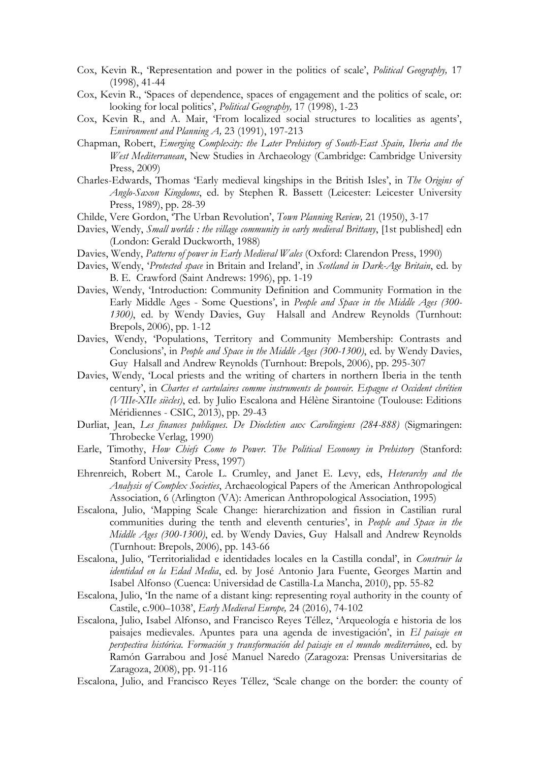Cox, Kevin R., 'Representation and power in the politics of scale', *Political Geography,* 17 (1998), 41-44

Cox, Kevin R., 'Spaces of dependence, spaces of engagement and the politics of scale, or: looking for local politics', *Political Geography,* 17 (1998), 1-23

Cox, Kevin R., and A. Mair, 'From localized social structures to localities as agents', *Environment and Planning A,* 23 (1991), 197-213

Chapman, Robert, *Emerging Complexity: the Later Prehistory of South-East Spain, Iberia and the West Mediterranean*, New Studies in Archaeology (Cambridge: Cambridge University Press, 2009)

Charles-Edwards, Thomas 'Early medieval kingships in the British Isles', in *The Origins of Anglo-Saxon Kingdoms*, ed. by Stephen R. Bassett (Leicester: Leicester University Press, 1989), pp. 28-39

Childe, Vere Gordon, 'The Urban Revolution', *Town Planning Review,* 21 (1950), 3-17

Davies, Wendy, *Small worlds : the village community in early medieval Brittany*, [1st published] edn (London: Gerald Duckworth, 1988)

Davies, Wendy, *Patterns of power in Early Medieval Wales* (Oxford: Clarendon Press, 1990)

Davies, Wendy, '*Protected space* in Britain and Ireland', in *Scotland in Dark-Age Britain*, ed. by B. E. Crawford (Saint Andrews: 1996), pp. 1-19

Davies, Wendy, 'Introduction: Community Definition and Community Formation in the Early Middle Ages - Some Questions', in *People and Space in the Middle Ages (300-1300)*, ed. by Wendy Davies, Guy Halsall and Andrew Reynolds (Turnhout: Brepols, 2006), pp. 1-12

Davies, Wendy, 'Populations, Territory and Community Membership: Contrasts and Conclusions', in *People and Space in the Middle Ages (300-1300)*, ed. by Wendy Davies, Guy Halsall and Andrew Reynolds (Turnhout: Brepols, 2006), pp. 295-307

Davies, Wendy, 'Local priests and the writing of charters in northern Iberia in the tenth century', in *Chartes et cartulaires comme instruments de pouvoir. Espagne et Occident chrétien (VIIIe-XIIe siècles)*, ed. by Julio Escalona and Hélène Sirantoine (Toulouse: Editions Méridiennes - CSIC, 2013), pp. 29-43

Durliat, Jean, *Les finances publiques. De Diocletien aux Carolingiens (284-888)* (Sigmaringen: Throbecke Verlag, 1990)

Earle, Timothy, *How Chiefs Come to Power. The Political Economy in Prehistory* (Stanford: Stanford University Press, 1997)

Ehrenreich, Robert M., Carole L. Crumley, and Janet E. Levy, eds, *Heterarchy and the Analysis of Complex Societies*, Archaeological Papers of the American Anthropological Association, 6 (Arlington (VA): American Anthropological Association, 1995)

Escalona, Julio, 'Mapping Scale Change: hierarchization and fission in Castilian rural communities during the tenth and eleventh centuries', in *People and Space in the Middle Ages (300-1300)*, ed. by Wendy Davies, Guy Halsall and Andrew Reynolds (Turnhout: Brepols, 2006), pp. 143-66

Escalona, Julio, 'Territorialidad e identidades locales en la Castilla condal', in *Construir la identidad en la Edad Media*, ed. by José Antonio Jara Fuente, Georges Martin and Isabel Alfonso (Cuenca: Universidad de Castilla-La Mancha, 2010), pp. 55-82

Escalona, Julio, 'In the name of a distant king: representing royal authority in the county of Castile, c.900–1038', *Early Medieval Europe,* 24 (2016), 74-102

Escalona, Julio, Isabel Alfonso, and Francisco Reyes Téllez, 'Arqueología e historia de los paisajes medievales. Apuntes para una agenda de investigación', in *El paisaje en perspectiva histórica. Formación y transformación del paisaje en el mundo mediterráneo*, ed. by Ramón Garrabou and José Manuel Naredo (Zaragoza: Prensas Universitarias de Zaragoza, 2008), pp. 91-116

Escalona, Julio, and Francisco Reyes Téllez, 'Scale change on the border: the county of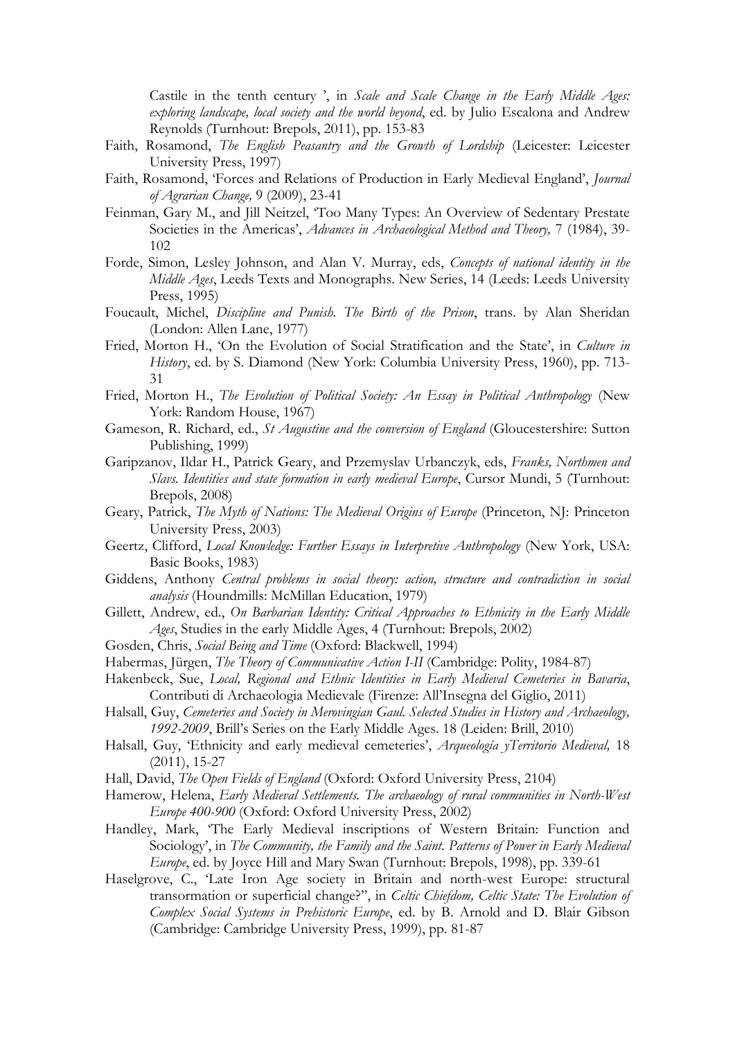Castile in the tenth century ', in *Scale and Scale Change in the Early Middle Ages: exploring landscape, local society and the world beyond*, ed. by Julio Escalona and Andrew Reynolds (Turnhout: Brepols, 2011), pp. 153-83

Faith, Rosamond, *The English Peasantry and the Growth of Lordship* (Leicester: Leicester University Press, 1997)

Faith, Rosamond, 'Forces and Relations of Production in Early Medieval England', *Journal of Agrarian Change,* 9 (2009), 23-41

Feinman, Gary M., and Jill Neitzel, 'Too Many Types: An Overview of Sedentary Prestate Societies in the Americas', *Advances in Archaeological Method and Theory,* 7 (1984), 39-102

Forde, Simon, Lesley Johnson, and Alan V. Murray, eds, *Concepts of national identity in the Middle Ages*, Leeds Texts and Monographs. New Series, 14 (Leeds: Leeds University Press, 1995)

Foucault, Michel, *Discipline and Punish. The Birth of the Prison*, trans. by Alan Sheridan (London: Allen Lane, 1977)

Fried, Morton H., 'On the Evolution of Social Stratification and the State', in *Culture in History*, ed. by S. Diamond (New York: Columbia University Press, 1960), pp. 713-31

Fried, Morton H., *The Evolution of Political Society: An Essay in Political Anthropology* (New York: Random House, 1967)

Gameson, R. Richard, ed., *St Augustine and the conversion of England* (Gloucestershire: Sutton Publishing, 1999)

Garipzanov, Ildar H., Patrick Geary, and Przemyslav Urbanczyk, eds, *Franks, Northmen and Slavs. Identities and state formation in early medieval Europe*, Cursor Mundi, 5 (Turnhout: Brepols, 2008)

Geary, Patrick, *The Myth of Nations: The Medieval Origins of Europe* (Princeton, NJ: Princeton University Press, 2003)

Geertz, Clifford, *Local Knowledge: Further Essays in Interpretive Anthropology* (New York, USA: Basic Books, 1983)

Giddens, Anthony *Central problems in social theory: action, structure and contradiction in social analysis* (Houndmills: McMillan Education, 1979)

Gillett, Andrew, ed., *On Barbarian Identity: Critical Approaches to Ethnicity in the Early Middle Ages*, Studies in the early Middle Ages, 4 (Turnhout: Brepols, 2002)

Gosden, Chris, *Social Being and Time* (Oxford: Blackwell, 1994)

Habermas, Jürgen, *The Theory of Communicative Action I-II* (Cambridge: Polity, 1984-87)

Hakenbeck, Sue, *Local, Regional and Ethnic Identities in Early Medieval Cemeteries in Bavaria*, Contributi di Archaeologia Medievale (Firenze: All'Insegna del Giglio, 2011)

Halsall, Guy, *Cemeteries and Society in Merovingian Gaul. Selected Studies in History and Archaeology, 1992-2009*, Brill's Series on the Early Middle Ages. 18 (Leiden: Brill, 2010)

Halsall, Guy, 'Ethnicity and early medieval cemeteries', *Arqueología yTerritorio Medieval,* 18 (2011), 15-27

Hall, David, *The Open Fields of England* (Oxford: Oxford University Press, 2104)

Hamerow, Helena, *Early Medieval Settlements. The archaeology of rural communities in North-West Europe 400-900* (Oxford: Oxford University Press, 2002)

Handley, Mark, 'The Early Medieval inscriptions of Western Britain: Function and Sociology', in *The Community, the Family and the Saint. Patterns of Power in Early Medieval Europe*, ed. by Joyce Hill and Mary Swan (Turnhout: Brepols, 1998), pp. 339-61

Haselgrove, C., 'Late Iron Age society in Britain and north-west Europe: structural transormation or superficial change?", in *Celtic Chiefdom, Celtic State: The Evolution of Complex Social Systems in Prehistoric Europe*, ed. by B. Arnold and D. Blair Gibson (Cambridge: Cambridge University Press, 1999), pp. 81-87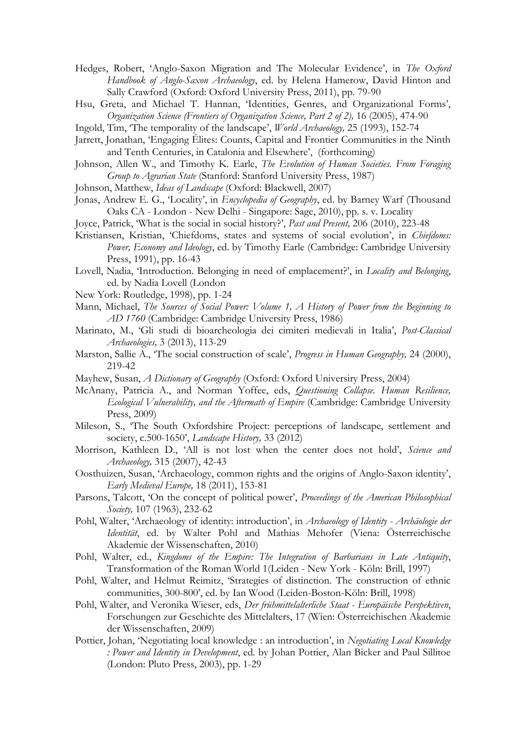Hedges, Robert, 'Anglo-Saxon Migration and The Molecular Evidence', in *The Oxford Handbook of Anglo-Saxon Archaeology*, ed. by Helena Hamerow, David Hinton and Sally Crawford (Oxford: Oxford University Press, 2011), pp. 79-90

Hsu, Greta, and Michael T. Hannan, 'Identities, Genres, and Organizational Forms', *Organization Science (Frontiers of Organization Science, Part 2 of 2),* 16 (2005), 474-90

Ingold, Tim, 'The temporality of the landscape', *World Archaeology,* 25 (1993), 152-74

Jarrett, Jonathan, 'Engaging Élites: Counts, Capital and Frontier Communities in the Ninth and Tenth Centuries, in Catalonia and Elsewhere', (forthcoming)

Johnson, Allen W., and Timothy K. Earle, *The Evolution of Human Societies. From Foraging Group to Agrarian State* (Stanford: Stanford University Press, 1987)

Johnson, Matthew, *Ideas of Landscape* (Oxford: Blackwell, 2007)

Jonas, Andrew E. G., 'Locality', in *Encyclopedia of Geography*, ed. by Barney Warf (Thousand Oaks CA - London - New Delhi - Singapore: Sage, 2010), pp. s. v. Locality

Joyce, Patrick, 'What is the social in social history?', *Past and Present,* 206 (2010), 223-48

Kristiansen, Kristian, 'Chiefdoms, states and systems of social evolution', in *Chiefdoms: Power, Economy and Ideology*, ed. by Timothy Earle (Cambridge: Cambridge University Press, 1991), pp. 16-43

Lovell, Nadia, 'Introduction. Belonging in need of emplacement?', in *Locality and Belonging*, ed. by Nadia Lovell (London

New York: Routledge, 1998), pp. 1-24

Mann, Michael, *The Sources of Social Power: Volume 1, A History of Power from the Beginning to AD 1760* (Cambridge: Cambridge University Press, 1986)

Marinato, M., 'Gli studi di bioarcheologia dei cimiteri medievali in Italia', *Post-Classical Archaeologies,* 3 (2013), 113-29

Marston, Sallie A., 'The social construction of scale', *Progress in Human Geography,* 24 (2000), 219-42

Mayhew, Susan, *A Dictionary of Geography* (Oxford: Oxford Universiry Press, 2004)

McAnany, Patricia A., and Norman Yoffee, eds, *Questioning Collapse. Human Resilience, Ecological Vulnerability, and the Aftermath of Empire* (Cambridge: Cambridge University Press, 2009)

Mileson, S., 'The South Oxfordshire Project: perceptions of landscape, settlement and society, c.500-1650', *Landscape History,* 33 (2012)

Morrison, Kathleen D., 'All is not lost when the center does not hold', *Science and Archaeology,* 315 (2007), 42-43

Oosthuizen, Susan, 'Archaeology, common rights and the origins of Anglo-Saxon identity', *Early Medieval Europe,* 18 (2011), 153-81

Parsons, Talcott, 'On the concept of political power', *Proceedings of the American Philosophical Society,* 107 (1963), 232-62

Pohl, Walter, 'Archaeology of identity: introduction', in *Archaeology of Identity - Archäologie der Identität*, ed. by Walter Pohl and Mathias Mehofer (Viena: Österreichische Akademie der Wissenschaften, 2010)

Pohl, Walter, ed., *Kingdoms of the Empire: The Integration of Barbarians in Late Antiquity*, Transformation of the Roman World 1(Leiden - New York - Köln: Brill, 1997)

Pohl, Walter, and Helmut Reimitz, 'Strategies of distinction. The construction of ethnic communities, 300-800', ed. by Ian Wood (Leiden-Boston-Köln: Brill, 1998)

Pohl, Walter, and Veronika Wieser, eds, *Der frühmittelalterliche Staat - Europäische Perspektiven*, Forschungen zur Geschichte des Mittelalters, 17 (Wien: Österreichischen Akademie der Wissenschaften, 2009)

Pottier, Johan, 'Negotiating local knowledge : an introduction', in *Negotiating Local Knowledge : Power and Identity in Development*, ed. by Johan Pottier, Alan Bicker and Paul Sillitoe (London: Pluto Press, 2003), pp. 1-29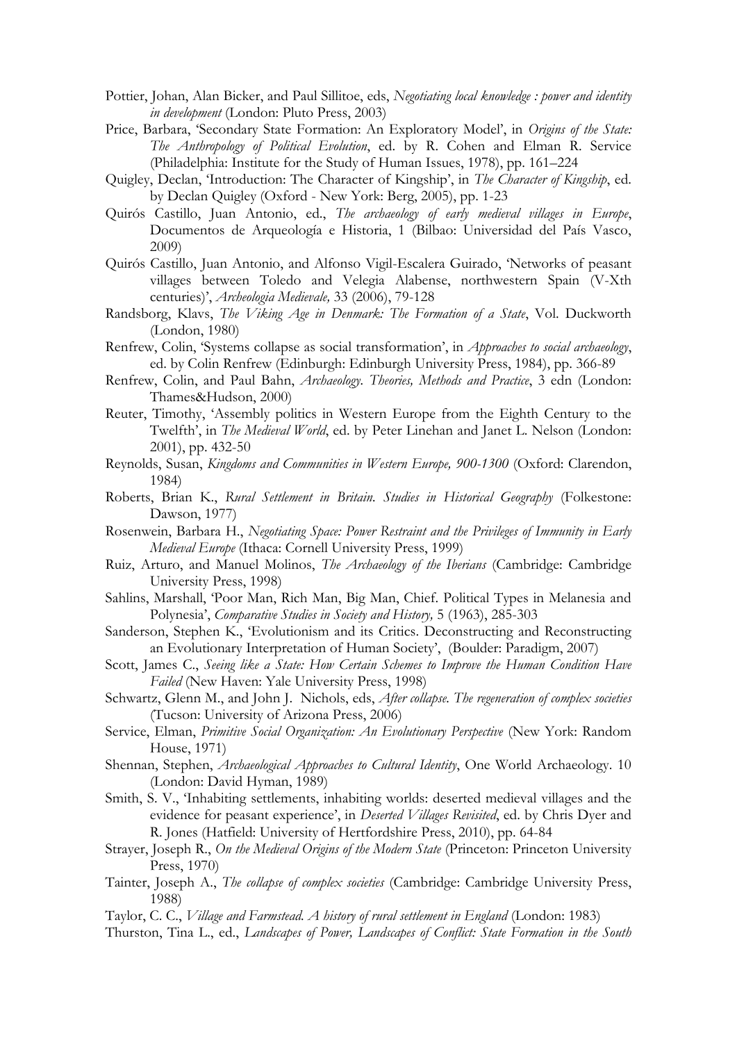Pottier, Johan, Alan Bicker, and Paul Sillitoe, eds, *Negotiating local knowledge : power and identity in development* (London: Pluto Press, 2003)

Price, Barbara, 'Secondary State Formation: An Exploratory Model', in *Origins of the State: The Anthropology of Political Evolution*, ed. by R. Cohen and Elman R. Service (Philadelphia: Institute for the Study of Human Issues, 1978), pp. 161–224

Quigley, Declan, 'Introduction: The Character of Kingship', in *The Character of Kingship*, ed. by Declan Quigley (Oxford - New York: Berg, 2005), pp. 1-23

Quirós Castillo, Juan Antonio, ed., *The archaeology of early medieval villages in Europe*, Documentos de Arqueología e Historia, 1 (Bilbao: Universidad del País Vasco, 2009)

Quirós Castillo, Juan Antonio, and Alfonso Vigil-Escalera Guirado, 'Networks of peasant villages between Toledo and Velegia Alabense, northwestern Spain (V-Xth centuries)', *Archeologia Medievale,* 33 (2006), 79-128

Randsborg, Klavs, *The Viking Age in Denmark: The Formation of a State*, Vol. Duckworth (London, 1980)

Renfrew, Colin, 'Systems collapse as social transformation', in *Approaches to social archaeology*, ed. by Colin Renfrew (Edinburgh: Edinburgh University Press, 1984), pp. 366-89

Renfrew, Colin, and Paul Bahn, *Archaeology. Theories, Methods and Practice*, 3 edn (London: Thames&Hudson, 2000)

Reuter, Timothy, 'Assembly politics in Western Europe from the Eighth Century to the Twelfth', in *The Medieval World*, ed. by Peter Linehan and Janet L. Nelson (London: 2001), pp. 432-50

Reynolds, Susan, *Kingdoms and Communities in Western Europe, 900-1300* (Oxford: Clarendon, 1984)

Roberts, Brian K., *Rural Settlement in Britain. Studies in Historical Geography* (Folkestone: Dawson, 1977)

Rosenwein, Barbara H., *Negotiating Space: Power Restraint and the Privileges of Immunity in Early Medieval Europe* (Ithaca: Cornell University Press, 1999)

Ruiz, Arturo, and Manuel Molinos, *The Archaeology of the Iberians* (Cambridge: Cambridge University Press, 1998)

Sahlins, Marshall, 'Poor Man, Rich Man, Big Man, Chief. Political Types in Melanesia and Polynesia', *Comparative Studies in Society and History,* 5 (1963), 285-303

Sanderson, Stephen K., 'Evolutionism and its Critics. Deconstructing and Reconstructing an Evolutionary Interpretation of Human Society', (Boulder: Paradigm, 2007)

Scott, James C., *Seeing like a State: How Certain Schemes to Improve the Human Condition Have Failed* (New Haven: Yale University Press, 1998)

Schwartz, Glenn M., and John J. Nichols, eds, *After collapse. The regeneration of complex societies* (Tucson: University of Arizona Press, 2006)

Service, Elman, *Primitive Social Organization: An Evolutionary Perspective* (New York: Random House, 1971)

Shennan, Stephen, *Archaeological Approaches to Cultural Identity*, One World Archaeology. 10 (London: David Hyman, 1989)

Smith, S. V., 'Inhabiting settlements, inhabiting worlds: deserted medieval villages and the evidence for peasant experience', in *Deserted Villages Revisited*, ed. by Chris Dyer and R. Jones (Hatfield: University of Hertfordshire Press, 2010), pp. 64-84

Strayer, Joseph R., *On the Medieval Origins of the Modern State* (Princeton: Princeton University Press, 1970)

Tainter, Joseph A., *The collapse of complex societies* (Cambridge: Cambridge University Press, 1988)

Taylor, C. C., *Village and Farmstead. A history of rural settlement in England* (London: 1983)

Thurston, Tina L., ed., *Landscapes of Power, Landscapes of Conflict: State Formation in the South*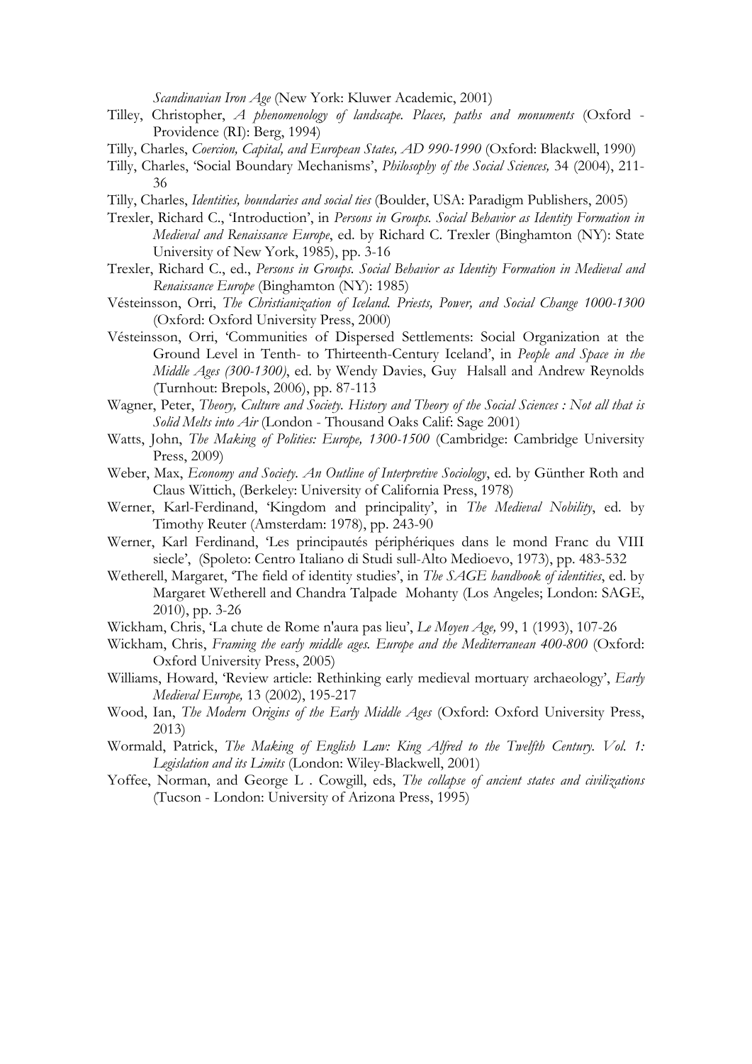*Scandinavian Iron Age* (New York: Kluwer Academic, 2001)

Tilley, Christopher, *A phenomenology of landscape. Places, paths and monuments* (Oxford - Providence (RI): Berg, 1994)

Tilly, Charles, *Coercion, Capital, and European States, AD 990-1990* (Oxford: Blackwell, 1990)

Tilly, Charles, 'Social Boundary Mechanisms', *Philosophy of the Social Sciences,* 34 (2004), 211-36

Tilly, Charles, *Identities, boundaries and social ties* (Boulder, USA: Paradigm Publishers, 2005)

Trexler, Richard C., 'Introduction', in *Persons in Groups. Social Behavior as Identity Formation in Medieval and Renaissance Europe*, ed. by Richard C. Trexler (Binghamton (NY): State University of New York, 1985), pp. 3-16

Trexler, Richard C., ed., *Persons in Groups. Social Behavior as Identity Formation in Medieval and Renaissance Europe* (Binghamton (NY): 1985)

Vésteinsson, Orri, *The Christianization of Iceland. Priests, Power, and Social Change 1000-1300* (Oxford: Oxford University Press, 2000)

Vésteinsson, Orri, 'Communities of Dispersed Settlements: Social Organization at the Ground Level in Tenth- to Thirteenth-Century Iceland', in *People and Space in the Middle Ages (300-1300)*, ed. by Wendy Davies, Guy Halsall and Andrew Reynolds (Turnhout: Brepols, 2006), pp. 87-113

Wagner, Peter, *Theory, Culture and Society. History and Theory of the Social Sciences : Not all that is Solid Melts into Air* (London - Thousand Oaks Calif: Sage 2001)

Watts, John, *The Making of Polities: Europe, 1300-1500* (Cambridge: Cambridge University Press, 2009)

Weber, Max, *Economy and Society. An Outline of Interpretive Sociology*, ed. by Günther Roth and Claus Wittich, (Berkeley: University of California Press, 1978)

Werner, Karl-Ferdinand, 'Kingdom and principality', in *The Medieval Nobility*, ed. by Timothy Reuter (Amsterdam: 1978), pp. 243-90

Werner, Karl Ferdinand, 'Les principautés périphériques dans le mond Franc du VIII siecle', (Spoleto: Centro Italiano di Studi sull-Alto Medioevo, 1973), pp. 483-532

Wetherell, Margaret, 'The field of identity studies', in *The SAGE handbook of identities*, ed. by Margaret Wetherell and Chandra Talpade Mohanty (Los Angeles; London: SAGE, 2010), pp. 3-26

Wickham, Chris, 'La chute de Rome n'aura pas lieu', *Le Moyen Age,* 99, 1 (1993), 107-26

Wickham, Chris, *Framing the early middle ages. Europe and the Mediterranean 400-800* (Oxford: Oxford University Press, 2005)

Williams, Howard, 'Review article: Rethinking early medieval mortuary archaeology', *Early Medieval Europe,* 13 (2002), 195-217

Wood, Ian, *The Modern Origins of the Early Middle Ages* (Oxford: Oxford University Press, 2013)

Wormald, Patrick, *The Making of English Law: King Alfred to the Twelfth Century. Vol. 1: Legislation and its Limits* (London: Wiley-Blackwell, 2001)

Yoffee, Norman, and George L . Cowgill, eds, *The collapse of ancient states and civilizations* (Tucson - London: University of Arizona Press, 1995)